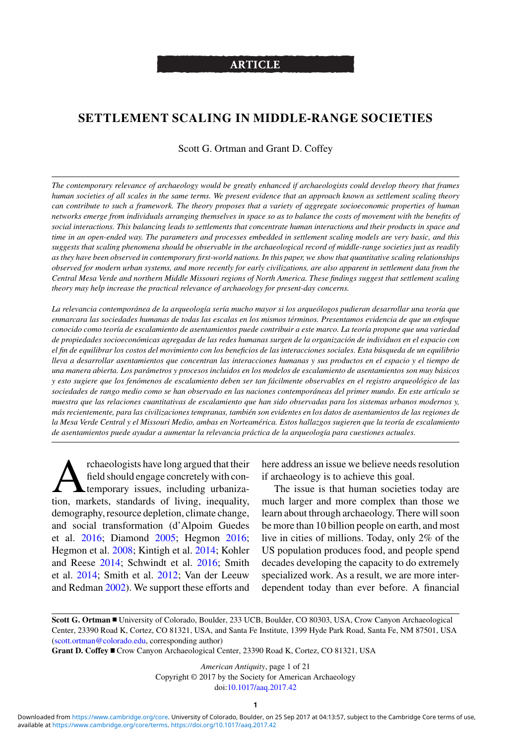ARTICLE

# SETTLEMENT SCALING IN MIDDLE-RANGE SOCIETIES

Scott G. Ortman and Grant D. Coffey

*The contemporary relevance of archaeology would be greatly enhanced if archaeologists could develop theory that frames human societies of all scales in the same terms. We present evidence that an approach known as settlement scaling theory can contribute to such a framework. The theory proposes that a variety of aggregate socioeconomic properties of human networks emerge from individuals arranging themselves in space so as to balance the costs of movement with the benefits of social interactions. This balancing leads to settlements that concentrate human interactions and their products in space and time in an open-ended way. The parameters and processes embedded in settlement scaling models are very basic, and this suggests that scaling phenomena should be observable in the archaeological record of middle-range societies just as readily as they have been observed in contemporary first-world nations. In this paper, we show that quantitative scaling relationships observed for modern urban systems, and more recently for early civilizations, are also apparent in settlement data from the Central Mesa Verde and northern Middle Missouri regions of North America. These findings suggest that settlement scaling theory may help increase the practical relevance of archaeology for present-day concerns.*

*La relevancia contemporánea de la arqueología sería mucho mayor si los arqueólogos pudieran desarrollar una teoría que enmarcara las sociedades humanas de todas las escalas en los mismos términos. Presentamos evidencia de que un enfoque conocido como teoría de escalamiento de asentamientos puede contribuir a este marco. La teoría propone que una variedad de propiedades socioeconómicas agregadas de las redes humanas surgen de la organización de individuos en el espacio con el fin de equilibrar los costos del movimiento con los beneficios de las interacciones sociales. Esta búsqueda de un equilibrio lleva a desarrollar asentamientos que concentran las interacciones humanas y sus productos en el espacio y el tiempo de una manera abierta. Los parámetros y procesos incluidos en los modelos de escalamiento de asentamientos son muy básicos y esto sugiere que los fenómenos de escalamiento deben ser tan fácilmente observables en el registro arqueológico de las sociedades de rango medio como se han observado en las naciones contemporáneas del primer mundo. En este artículo se muestra que las relaciones cuantitativas de escalamiento que han sido observadas para los sistemas urbanos modernos y, más recientemente, para las civilizaciones tempranas, también son evidentes en los datos de asentamientos de las regiones de la Mesa Verde Central y el Missouri Medio, ambas en Norteamérica. Estos hallazgos sugieren que la teoría de escalamiento de asentamientos puede ayudar a aumentar la relevancia práctica de la arqueología para cuestiones actuales.*

Archaeologists have long argued that their field should engage concretely with contemporary issues, including urbanization, markets, standards of living, inequality, demography, resource depletion, climate change, and social transformation (d'Alpoim Guedes et al. 2016; Diamond 2005; Hegmon 2016; Hegmon et al. 2008; Kintigh et al. 2014; Kohler and Reese 2014; Schwindt et al. 2016; Smith et al. 2014; Smith et al. 2012; Van der Leeuw and Redman 2002). We support these efforts and here address an issue we believe needs resolution if archaeology is to achieve this goal.

The issue is that human societies today are much larger and more complex than those we learn about through archaeology. There will soon be more than 10 billion people on earth, and most live in cities of millions. Today, only 2% of the US population produces food, and people spend decades developing the capacity to do extremely specialized work. As a result, we are more interdependent today than ever before. A financial

**Scott G. Ortman** ■ University of Colorado, Boulder, 233 UCB, Boulder, CO 80303, USA, Crow Canyon Archaeological Center, 23390 Road K, Cortez, CO 81321, USA, and Santa Fe Institute, 1399 Hyde Park Road, Santa Fe, NM 87501, USA (scott.ortman@colorado.edu, corresponding author)

**Grant D. Coffey** ■ Crow Canyon Archaeological Center, 23390 Road K, Cortez, CO 81321, USA

*American Antiquity*, page 1 of 21
Copyright © 2017 by the Society for American Archaeology
doi:10.1017/aaq.2017.42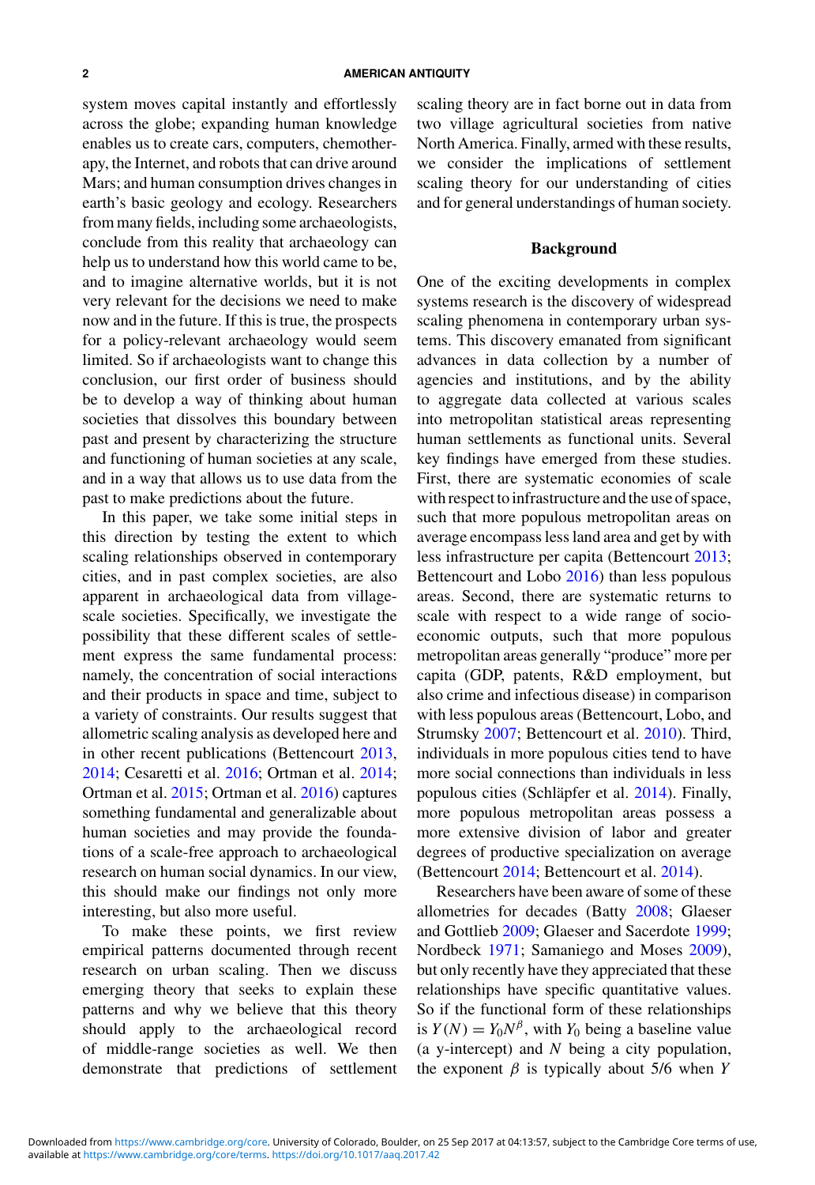system moves capital instantly and effortlessly across the globe; expanding human knowledge enables us to create cars, computers, chemotherapy, the Internet, and robots that can drive around Mars; and human consumption drives changes in earth's basic geology and ecology. Researchers from many fields, including some archaeologists, conclude from this reality that archaeology can help us to understand how this world came to be, and to imagine alternative worlds, but it is not very relevant for the decisions we need to make now and in the future. If this is true, the prospects for a policy-relevant archaeology would seem limited. So if archaeologists want to change this conclusion, our first order of business should be to develop a way of thinking about human societies that dissolves this boundary between past and present by characterizing the structure and functioning of human societies at any scale, and in a way that allows us to use data from the past to make predictions about the future.

In this paper, we take some initial steps in this direction by testing the extent to which scaling relationships observed in contemporary cities, and in past complex societies, are also apparent in archaeological data from village-scale societies. Specifically, we investigate the possibility that these different scales of settlement express the same fundamental process: namely, the concentration of social interactions and their products in space and time, subject to a variety of constraints. Our results suggest that allometric scaling analysis as developed here and in other recent publications (Bettencourt 2013, 2014; Cesaretti et al. 2016; Ortman et al. 2014; Ortman et al. 2015; Ortman et al. 2016) captures something fundamental and generalizable about human societies and may provide the foundations of a scale-free approach to archaeological research on human social dynamics. In our view, this should make our findings not only more interesting, but also more useful.

To make these points, we first review empirical patterns documented through recent research on urban scaling. Then we discuss emerging theory that seeks to explain these patterns and why we believe that this theory should apply to the archaeological record of middle-range societies as well. We then demonstrate that predictions of settlement scaling theory are in fact borne out in data from two village agricultural societies from native North America. Finally, armed with these results, we consider the implications of settlement scaling theory for our understanding of cities and for general understandings of human society.

## Background

One of the exciting developments in complex systems research is the discovery of widespread scaling phenomena in contemporary urban systems. This discovery emanated from significant advances in data collection by a number of agencies and institutions, and by the ability to aggregate data collected at various scales into metropolitan statistical areas representing human settlements as functional units. Several key findings have emerged from these studies. First, there are systematic economies of scale with respect to infrastructure and the use of space, such that more populous metropolitan areas on average encompass less land area and get by with less infrastructure per capita (Bettencourt 2013; Bettencourt and Lobo 2016) than less populous areas. Second, there are systematic returns to scale with respect to a wide range of socioeconomic outputs, such that more populous metropolitan areas generally "produce" more per capita (GDP, patents, R&D employment, but also crime and infectious disease) in comparison with less populous areas (Bettencourt, Lobo, and Strumsky 2007; Bettencourt et al. 2010). Third, individuals in more populous cities tend to have more social connections than individuals in less populous cities (Schläpfer et al. 2014). Finally, more populous metropolitan areas possess a more extensive division of labor and greater degrees of productive specialization on average (Bettencourt 2014; Bettencourt et al. 2014).

Researchers have been aware of some of these allometries for decades (Batty 2008; Glaeser and Gottlieb 2009; Glaeser and Sacerdote 1999; Nordbeck 1971; Samaniego and Moses 2009), but only recently have they appreciated that these relationships have specific quantitative values. So if the functional form of these relationships is $Y(N) = Y_0 N^{\beta}$, with $Y_0$ being a baseline value (a y-intercept) and $N$ being a city population, the exponent $\beta$ is typically about 5/6 when $Y$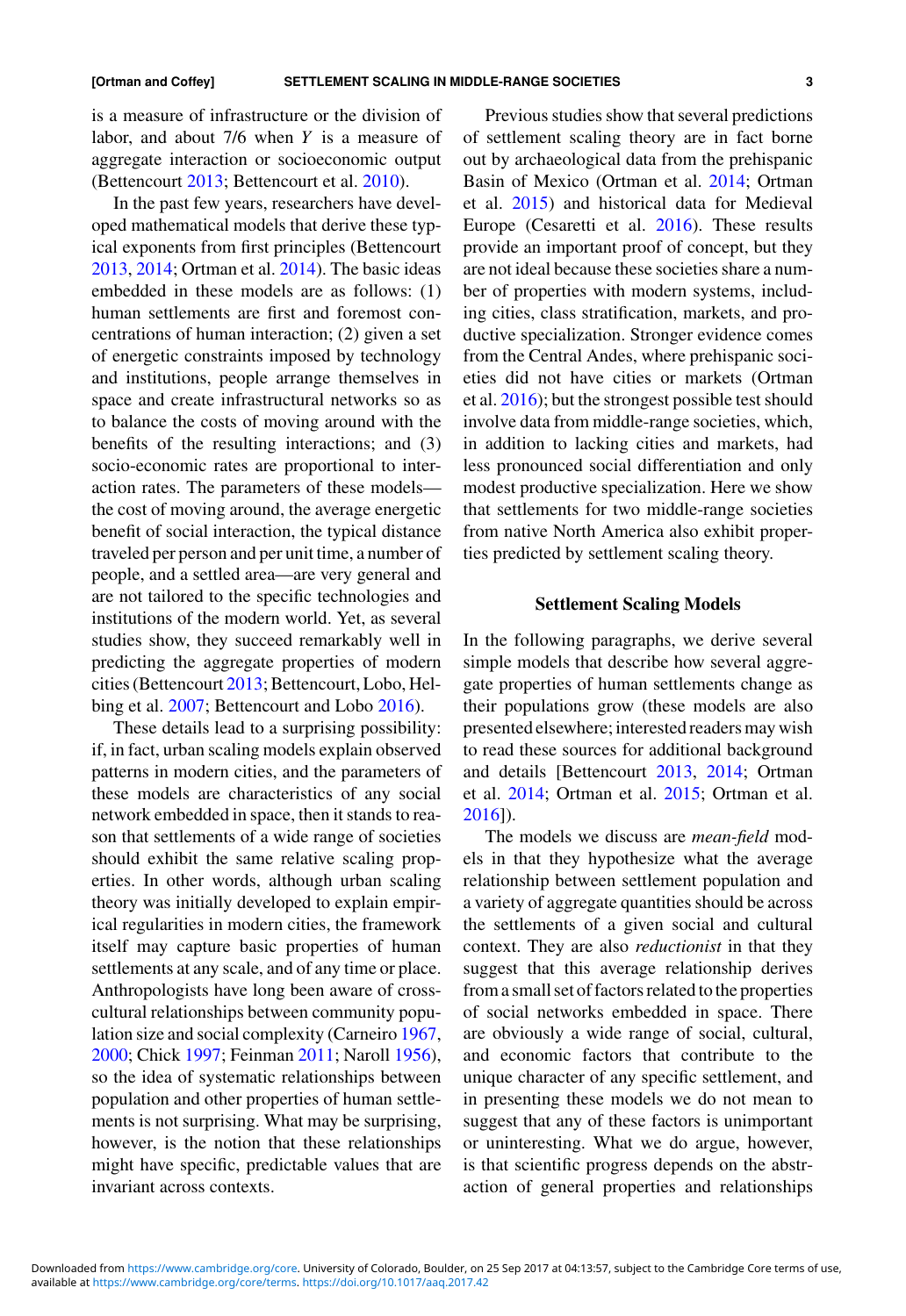is a measure of infrastructure or the division of labor, and about 7/6 when $Y$ is a measure of aggregate interaction or socioeconomic output (Bettencourt 2013; Bettencourt et al. 2010).

In the past few years, researchers have developed mathematical models that derive these typical exponents from first principles (Bettencourt 2013, 2014; Ortman et al. 2014). The basic ideas embedded in these models are as follows: (1) human settlements are first and foremost concentrations of human interaction; (2) given a set of energetic constraints imposed by technology and institutions, people arrange themselves in space and create infrastructural networks so as to balance the costs of moving around with the benefits of the resulting interactions; and (3) socio-economic rates are proportional to interaction rates. The parameters of these models—the cost of moving around, the average energetic benefit of social interaction, the typical distance traveled per person and per unit time, a number of people, and a settled area—are very general and are not tailored to the specific technologies and institutions of the modern world. Yet, as several studies show, they succeed remarkably well in predicting the aggregate properties of modern cities (Bettencourt 2013; Bettencourt, Lobo, Helbing et al. 2007; Bettencourt and Lobo 2016).

These details lead to a surprising possibility: if, in fact, urban scaling models explain observed patterns in modern cities, and the parameters of these models are characteristics of any social network embedded in space, then it stands to reason that settlements of a wide range of societies should exhibit the same relative scaling properties. In other words, although urban scaling theory was initially developed to explain empirical regularities in modern cities, the framework itself may capture basic properties of human settlements at any scale, and of any time or place. Anthropologists have long been aware of cross-cultural relationships between community population size and social complexity (Carneiro 1967, 2000; Chick 1997; Feinman 2011; Naroll 1956), so the idea of systematic relationships between population and other properties of human settlements is not surprising. What may be surprising, however, is the notion that these relationships might have specific, predictable values that are invariant across contexts.

Previous studies show that several predictions of settlement scaling theory are in fact borne out by archaeological data from the prehispanic Basin of Mexico (Ortman et al. 2014; Ortman et al. 2015) and historical data for Medieval Europe (Cesaretti et al. 2016). These results provide an important proof of concept, but they are not ideal because these societies share a number of properties with modern systems, including cities, class stratification, markets, and productive specialization. Stronger evidence comes from the Central Andes, where prehispanic societies did not have cities or markets (Ortman et al. 2016); but the strongest possible test should involve data from middle-range societies, which, in addition to lacking cities and markets, had less pronounced social differentiation and only modest productive specialization. Here we show that settlements for two middle-range societies from native North America also exhibit properties predicted by settlement scaling theory.

## Settlement Scaling Models

In the following paragraphs, we derive several simple models that describe how several aggregate properties of human settlements change as their populations grow (these models are also presented elsewhere; interested readers may wish to read these sources for additional background and details [Bettencourt 2013, 2014; Ortman et al. 2014; Ortman et al. 2015; Ortman et al. 2016]).

The models we discuss are *mean-field* models in that they hypothesize what the average relationship between settlement population and a variety of aggregate quantities should be across the settlements of a given social and cultural context. They are also *reductionist* in that they suggest that this average relationship derives from a small set of factors related to the properties of social networks embedded in space. There are obviously a wide range of social, cultural, and economic factors that contribute to the unique character of any specific settlement, and in presenting these models we do not mean to suggest that any of these factors is unimportant or uninteresting. What we do argue, however, is that scientific progress depends on the abstraction of general properties and relationships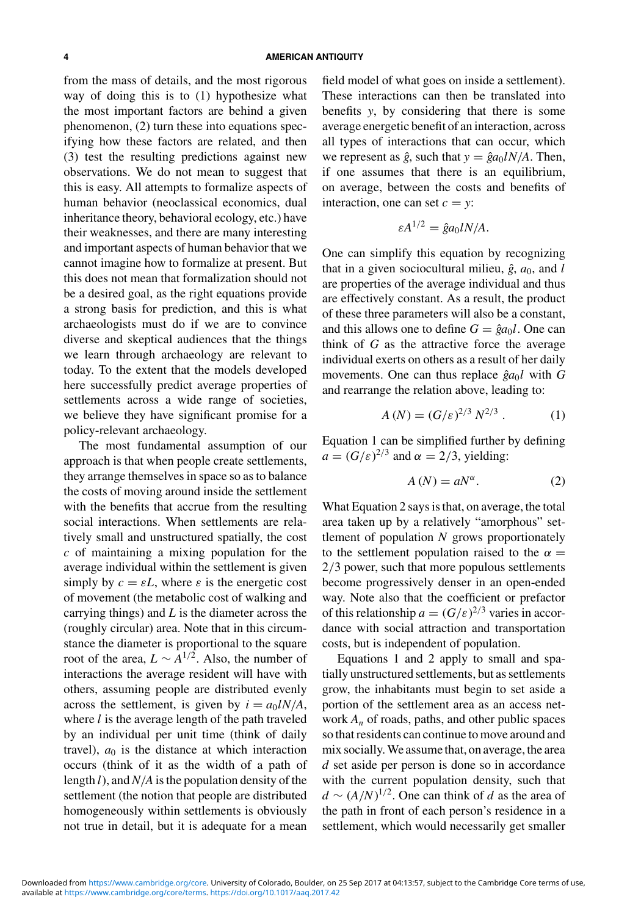from the mass of details, and the most rigorous way of doing this is to (1) hypothesize what the most important factors are behind a given phenomenon, (2) turn these into equations specifying how these factors are related, and then (3) test the resulting predictions against new observations. We do not mean to suggest that this is easy. All attempts to formalize aspects of human behavior (neoclassical economics, dual inheritance theory, behavioral ecology, etc.) have their weaknesses, and there are many interesting and important aspects of human behavior that we cannot imagine how to formalize at present. But this does not mean that formalization should not be a desired goal, as the right equations provide a strong basis for prediction, and this is what archaeologists must do if we are to convince diverse and skeptical audiences that the things we learn through archaeology are relevant to today. To the extent that the models developed here successfully predict average properties of settlements across a wide range of societies, we believe they have significant promise for a policy-relevant archaeology.

The most fundamental assumption of our approach is that when people create settlements, they arrange themselves in space so as to balance the costs of moving around inside the settlement with the benefits that accrue from the resulting social interactions. When settlements are relatively small and unstructured spatially, the cost $c$ of maintaining a mixing population for the average individual within the settlement is given simply by $c = \varepsilon L$, where $\varepsilon$ is the energetic cost of movement (the metabolic cost of walking and carrying things) and $L$ is the diameter across the (roughly circular) area. Note that in this circumstance the diameter is proportional to the square root of the area, $L \sim A^{1/2}$. Also, the number of interactions the average resident will have with others, assuming people are distributed evenly across the settlement, is given by $i = a_0 lN/A$, where $l$ is the average length of the path traveled by an individual per unit time (think of daily travel), $a_0$ is the distance at which interaction occurs (think of it as the width of a path of length $l$), and $N/A$ is the population density of the settlement (the notion that people are distributed homogeneously within settlements is obviously not true in detail, but it is adequate for a mean field model of what goes on inside a settlement). These interactions can then be translated into benefits $y$, by considering that there is some average energetic benefit of an interaction, across all types of interactions that can occur, which we represent as $\hat{g}$, such that $y = \hat{g} a_0 lN/A$. Then, if one assumes that there is an equilibrium, on average, between the costs and benefits of interaction, one can set $c = y$:

$$\varepsilon A^{1/2} = \hat{g} a_0 lN/A.$$

One can simplify this equation by recognizing that in a given sociocultural milieu, $\hat{g}$, $a_0$, and $l$ are properties of the average individual and thus are effectively constant. As a result, the product of these three parameters will also be a constant, and this allows one to define $G = \hat{g} a_0 l$. One can think of $G$ as the attractive force the average individual exerts on others as a result of her daily movements. One can thus replace $\hat{g} a_0 l$ with $G$ and rearrange the relation above, leading to:

$$A(N) = (G/\varepsilon)^{2/3} N^{2/3}. \quad (1)$$

Equation 1 can be simplified further by defining $a = (G/\varepsilon)^{2/3}$ and $\alpha = 2/3$, yielding:

$$A(N) = aN^{\alpha}. \quad (2)$$

What Equation 2 says is that, on average, the total area taken up by a relatively "amorphous" settlement of population $N$ grows proportionately to the settlement population raised to the $\alpha = 2/3$ power, such that more populous settlements become progressively denser in an open-ended way. Note also that the coefficient or prefactor of this relationship $a = (G/\varepsilon)^{2/3}$ varies in accordance with social attraction and transportation costs, but is independent of population.

Equations 1 and 2 apply to small and spatially unstructured settlements, but as settlements grow, the inhabitants must begin to set aside a portion of the settlement area as an access network $A_n$ of roads, paths, and other public spaces so that residents can continue to move around and mix socially. We assume that, on average, the area $d$ set aside per person is done so in accordance with the current population density, such that $d \sim (A/N)^{1/2}$. One can think of $d$ as the area of the path in front of each person's residence in a settlement, which would necessarily get smaller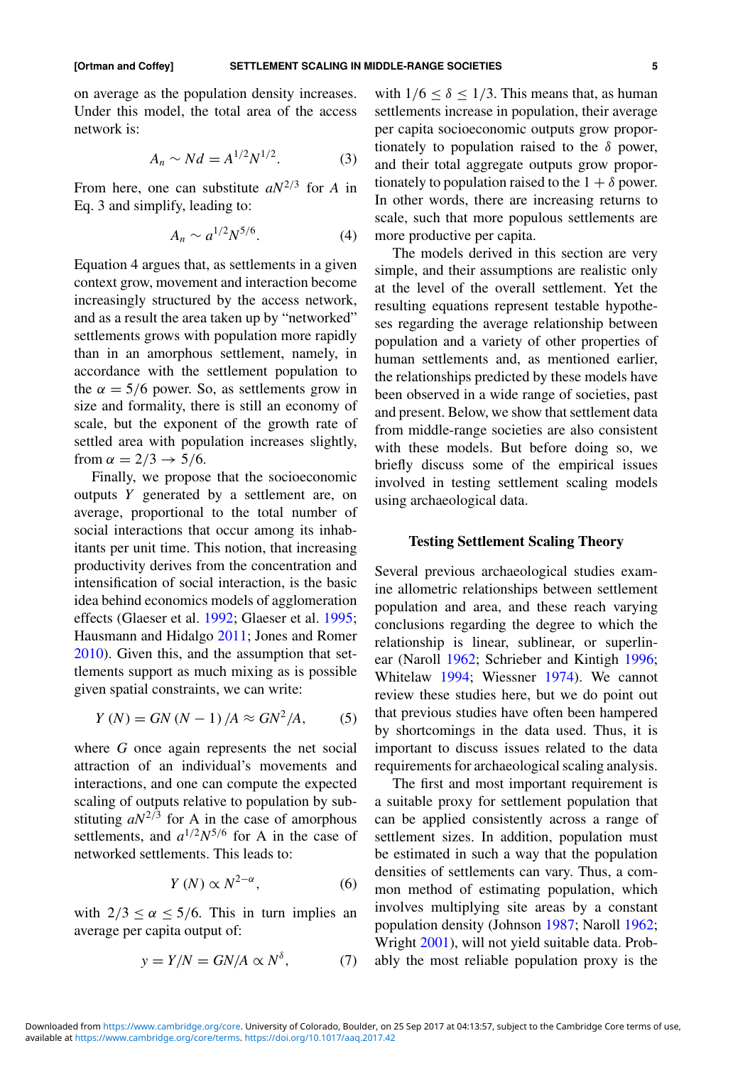on average as the population density increases. Under this model, the total area of the access network is:

$$A_n \sim Nd = A^{1/2}N^{1/2}. \quad (3)$$

From here, one can substitute $aN^{2/3}$ for $A$ in Eq. 3 and simplify, leading to:

$$A_n \sim a^{1/2}N^{5/6}. \quad (4)$$

Equation 4 argues that, as settlements in a given context grow, movement and interaction become increasingly structured by the access network, and as a result the area taken up by "networked" settlements grows with population more rapidly than in an amorphous settlement, namely, in accordance with the settlement population to the $\alpha = 5/6$ power. So, as settlements grow in size and formality, there is still an economy of scale, but the exponent of the growth rate of settled area with population increases slightly, from $\alpha = 2/3 \rightarrow 5/6$.

Finally, we propose that the socioeconomic outputs $Y$ generated by a settlement are, on average, proportional to the total number of social interactions that occur among its inhabitants per unit time. This notion, that increasing productivity derives from the concentration and intensification of social interaction, is the basic idea behind economics models of agglomeration effects (Glaeser et al. 1992; Glaeser et al. 1995; Hausmann and Hidalgo 2011; Jones and Romer 2010). Given this, and the assumption that settlements support as much mixing as is possible given spatial constraints, we can write:

$$Y(N) = GN(N-1)/A \approx GN^2/A, \quad (5)$$

where $G$ once again represents the net social attraction of an individual's movements and interactions, and one can compute the expected scaling of outputs relative to population by substituting $aN^{2/3}$ for A in the case of amorphous settlements, and $a^{1/2}N^{5/6}$ for A in the case of networked settlements. This leads to:

$$Y(N) \propto N^{2-\alpha}, \quad (6)$$

with $2/3 \leq \alpha \leq 5/6$. This in turn implies an average per capita output of:

$$y = Y/N = GN/A \propto N^{\delta}, \quad (7)$$

with $1/6 \leq \delta \leq 1/3$. This means that, as human settlements increase in population, their average per capita socioeconomic outputs grow proportionately to population raised to the $\delta$ power, and their total aggregate outputs grow proportionately to population raised to the $1 + \delta$ power. In other words, there are increasing returns to scale, such that more populous settlements are more productive per capita.

The models derived in this section are very simple, and their assumptions are realistic only at the level of the overall settlement. Yet the resulting equations represent testable hypotheses regarding the average relationship between population and a variety of other properties of human settlements and, as mentioned earlier, the relationships predicted by these models have been observed in a wide range of societies, past and present. Below, we show that settlement data from middle-range societies are also consistent with these models. But before doing so, we briefly discuss some of the empirical issues involved in testing settlement scaling models using archaeological data.

## Testing Settlement Scaling Theory

Several previous archaeological studies examine allometric relationships between settlement population and area, and these reach varying conclusions regarding the degree to which the relationship is linear, sublinear, or superlinear (Naroll 1962; Schrieber and Kintigh 1996; Whitelaw 1994; Wiessner 1974). We cannot review these studies here, but we do point out that previous studies have often been hampered by shortcomings in the data used. Thus, it is important to discuss issues related to the data requirements for archaeological scaling analysis.

The first and most important requirement is a suitable proxy for settlement population that can be applied consistently across a range of settlement sizes. In addition, population must be estimated in such a way that the population densities of settlements can vary. Thus, a common method of estimating population, which involves multiplying site areas by a constant population density (Johnson 1987; Naroll 1962; Wright 2001), will not yield suitable data. Probably the most reliable population proxy is the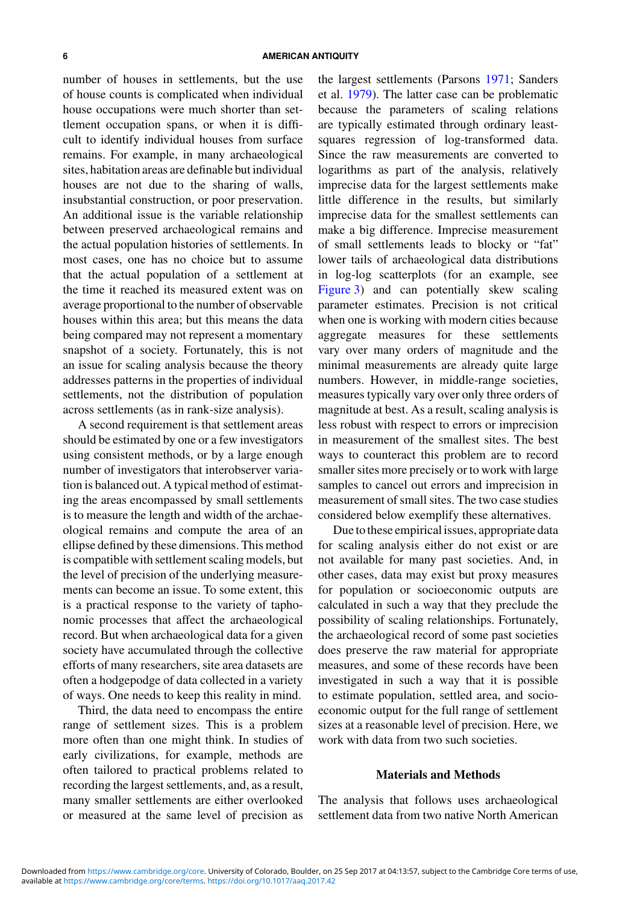number of houses in settlements, but the use of house counts is complicated when individual house occupations were much shorter than settlement occupation spans, or when it is difficult to identify individual houses from surface remains. For example, in many archaeological sites, habitation areas are definable but individual houses are not due to the sharing of walls, insubstantial construction, or poor preservation. An additional issue is the variable relationship between preserved archaeological remains and the actual population histories of settlements. In most cases, one has no choice but to assume that the actual population of a settlement at the time it reached its measured extent was on average proportional to the number of observable houses within this area; but this means the data being compared may not represent a momentary snapshot of a society. Fortunately, this is not an issue for scaling analysis because the theory addresses patterns in the properties of individual settlements, not the distribution of population across settlements (as in rank-size analysis).

A second requirement is that settlement areas should be estimated by one or a few investigators using consistent methods, or by a large enough number of investigators that interobserver variation is balanced out. A typical method of estimating the areas encompassed by small settlements is to measure the length and width of the archaeological remains and compute the area of an ellipse defined by these dimensions. This method is compatible with settlement scaling models, but the level of precision of the underlying measurements can become an issue. To some extent, this is a practical response to the variety of taphonomic processes that affect the archaeological record. But when archaeological data for a given society have accumulated through the collective efforts of many researchers, site area datasets are often a hodgepodge of data collected in a variety of ways. One needs to keep this reality in mind.

Third, the data need to encompass the entire range of settlement sizes. This is a problem more often than one might think. In studies of early civilizations, for example, methods are often tailored to practical problems related to recording the largest settlements, and, as a result, many smaller settlements are either overlooked or measured at the same level of precision as the largest settlements (Parsons 1971; Sanders et al. 1979). The latter case can be problematic because the parameters of scaling relations are typically estimated through ordinary least-squares regression of log-transformed data. Since the raw measurements are converted to logarithms as part of the analysis, relatively imprecise data for the largest settlements make little difference in the results, but similarly imprecise data for the smallest settlements can make a big difference. Imprecise measurement of small settlements leads to blocky or "fat" lower tails of archaeological data distributions in log-log scatterplots (for an example, see Figure 3) and can potentially skew scaling parameter estimates. Precision is not critical when one is working with modern cities because aggregate measures for these settlements vary over many orders of magnitude and the minimal measurements are already quite large numbers. However, in middle-range societies, measures typically vary over only three orders of magnitude at best. As a result, scaling analysis is less robust with respect to errors or imprecision in measurement of the smallest sites. The best ways to counteract this problem are to record smaller sites more precisely or to work with large samples to cancel out errors and imprecision in measurement of small sites. The two case studies considered below exemplify these alternatives.

Due to these empirical issues, appropriate data for scaling analysis either do not exist or are not available for many past societies. And, in other cases, data may exist but proxy measures for population or socioeconomic outputs are calculated in such a way that they preclude the possibility of scaling relationships. Fortunately, the archaeological record of some past societies does preserve the raw material for appropriate measures, and some of these records have been investigated in such a way that it is possible to estimate population, settled area, and socioeconomic output for the full range of settlement sizes at a reasonable level of precision. Here, we work with data from two such societies.

## Materials and Methods

The analysis that follows uses archaeological settlement data from two native North American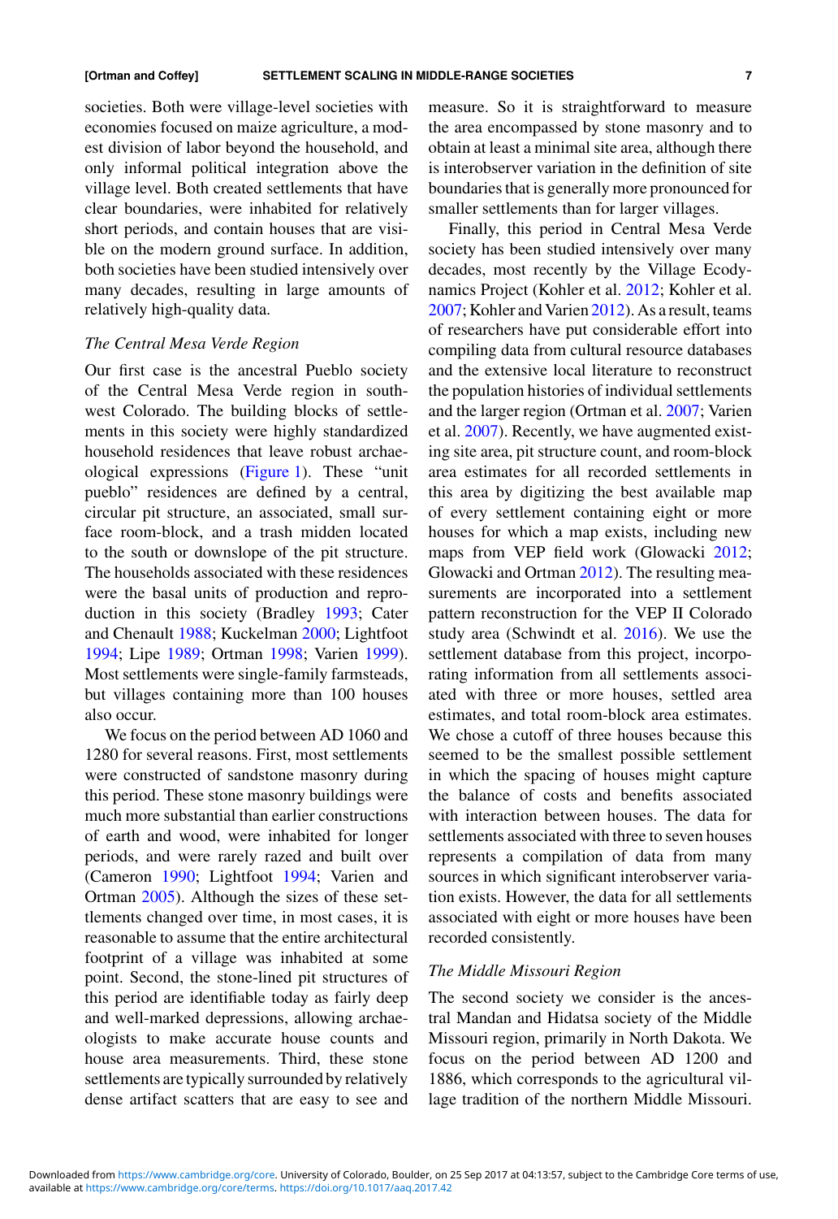societies. Both were village-level societies with economies focused on maize agriculture, a modest division of labor beyond the household, and only informal political integration above the village level. Both created settlements that have clear boundaries, were inhabited for relatively short periods, and contain houses that are visible on the modern ground surface. In addition, both societies have been studied intensively over many decades, resulting in large amounts of relatively high-quality data.

### *The Central Mesa Verde Region*

Our first case is the ancestral Pueblo society of the Central Mesa Verde region in southwest Colorado. The building blocks of settlements in this society were highly standardized household residences that leave robust archaeological expressions (Figure 1). These "unit pueblo" residences are defined by a central, circular pit structure, an associated, small surface room-block, and a trash midden located to the south or downslope of the pit structure. The households associated with these residences were the basal units of production and reproduction in this society (Bradley 1993; Cater and Chenault 1988; Kuckelman 2000; Lightfoot 1994; Lipe 1989; Ortman 1998; Varien 1999). Most settlements were single-family farmsteads, but villages containing more than 100 houses also occur.

We focus on the period between AD 1060 and 1280 for several reasons. First, most settlements were constructed of sandstone masonry during this period. These stone masonry buildings were much more substantial than earlier constructions of earth and wood, were inhabited for longer periods, and were rarely razed and built over (Cameron 1990; Lightfoot 1994; Varien and Ortman 2005). Although the sizes of these settlements changed over time, in most cases, it is reasonable to assume that the entire architectural footprint of a village was inhabited at some point. Second, the stone-lined pit structures of this period are identifiable today as fairly deep and well-marked depressions, allowing archaeologists to make accurate house counts and house area measurements. Third, these stone settlements are typically surrounded by relatively dense artifact scatters that are easy to see and measure. So it is straightforward to measure the area encompassed by stone masonry and to obtain at least a minimal site area, although there is interobserver variation in the definition of site boundaries that is generally more pronounced for smaller settlements than for larger villages.

Finally, this period in Central Mesa Verde society has been studied intensively over many decades, most recently by the Village Ecodynamics Project (Kohler et al. 2012; Kohler et al. 2007; Kohler and Varien 2012). As a result, teams of researchers have put considerable effort into compiling data from cultural resource databases and the extensive local literature to reconstruct the population histories of individual settlements and the larger region (Ortman et al. 2007; Varien et al. 2007). Recently, we have augmented existing site area, pit structure count, and room-block area estimates for all recorded settlements in this area by digitizing the best available map of every settlement containing eight or more houses for which a map exists, including new maps from VEP field work (Glowacki 2012; Glowacki and Ortman 2012). The resulting measurements are incorporated into a settlement pattern reconstruction for the VEP II Colorado study area (Schwindt et al. 2016). We use the settlement database from this project, incorporating information from all settlements associated with three or more houses, settled area estimates, and total room-block area estimates. We chose a cutoff of three houses because this seemed to be the smallest possible settlement in which the spacing of houses might capture the balance of costs and benefits associated with interaction between houses. The data for settlements associated with three to seven houses represents a compilation of data from many sources in which significant interobserver variation exists. However, the data for all settlements associated with eight or more houses have been recorded consistently.

### *The Middle Missouri Region*

The second society we consider is the ancestral Mandan and Hidatsa society of the Middle Missouri region, primarily in North Dakota. We focus on the period between AD 1200 and 1886, which corresponds to the agricultural village tradition of the northern Middle Missouri.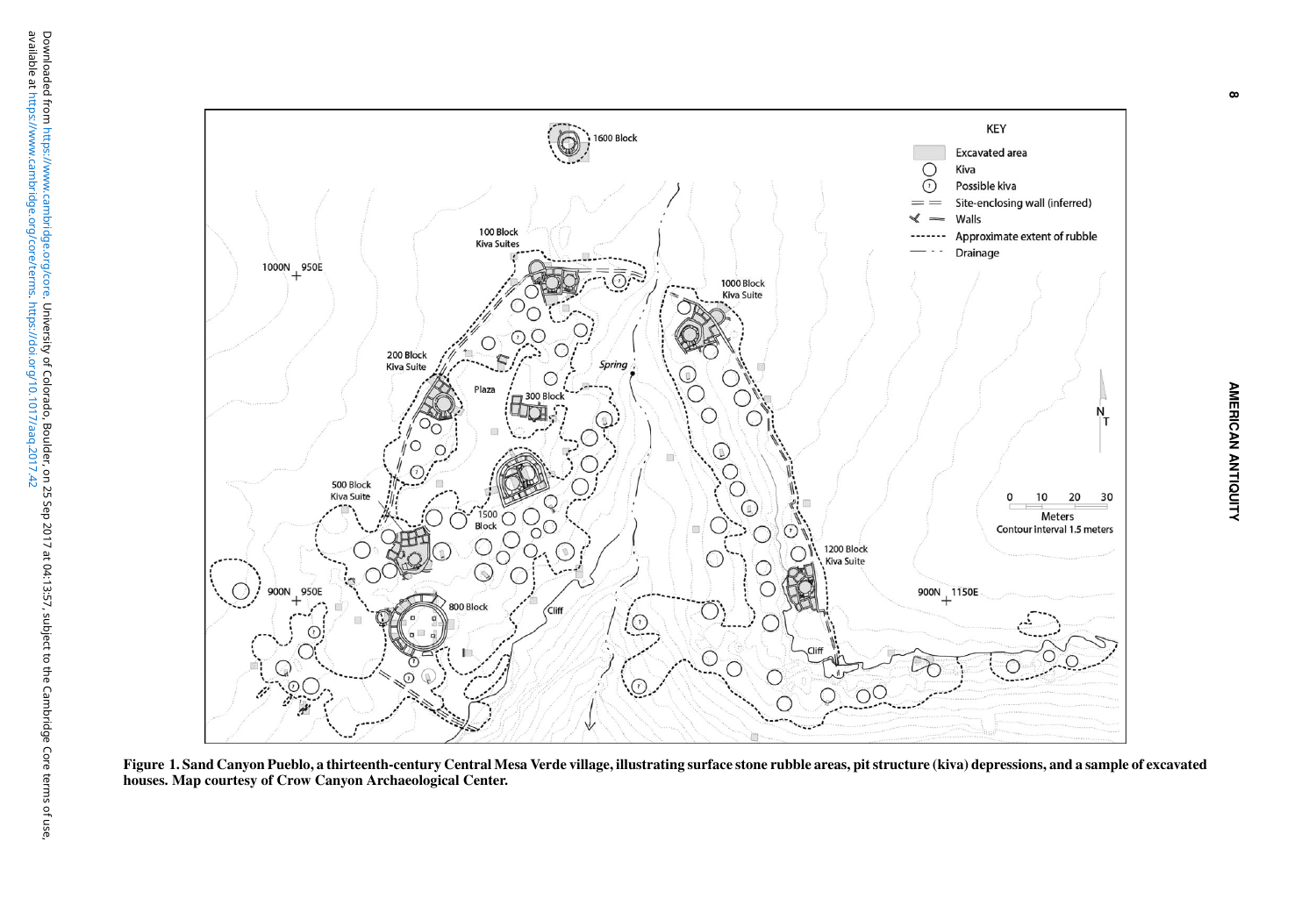Figure 1. Sand Canyon Pueblo, a thirteenth-century Central Mesa Verde village, illustrating surface stone rubble areas, pit structure (kiva) depressions, and a sample of excavated houses. Map courtesy of Crow Canyon Archaeological Center.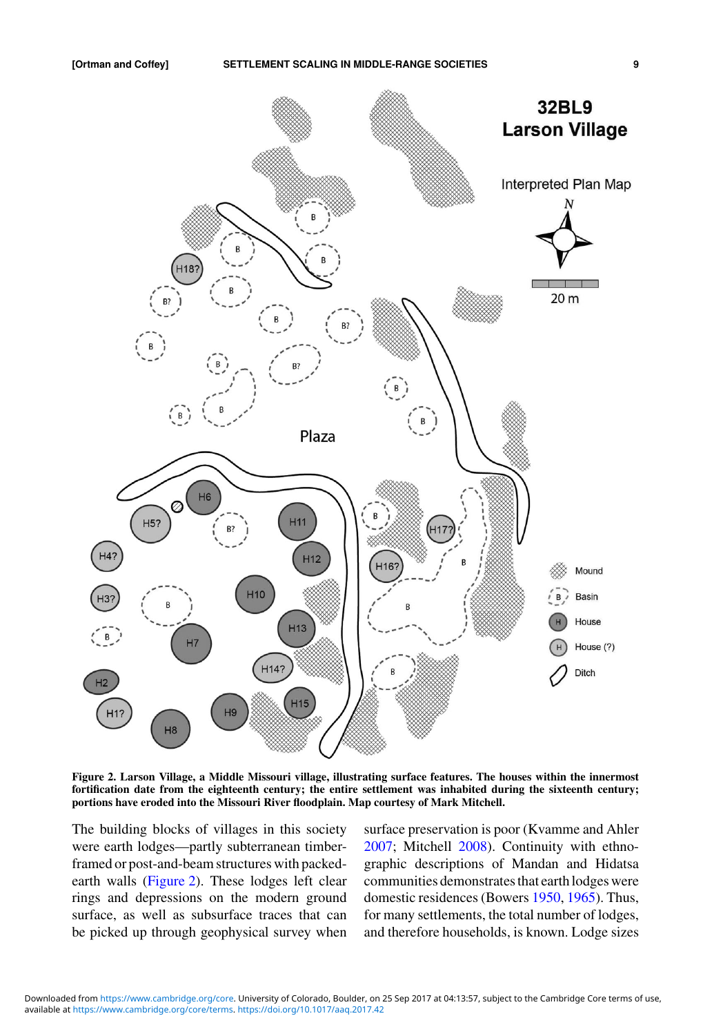**Figure 2. Larson Village, a Middle Missouri village, illustrating surface features. The houses within the innermost fortification date from the eighteenth century; the entire settlement was inhabited during the sixteenth century; portions have eroded into the Missouri River floodplain. Map courtesy of Mark Mitchell.**

The building blocks of villages in this society were earth lodges—partly subterranean timber-framed or post-and-beam structures with packed-earth walls (Figure 2). These lodges left clear rings and depressions on the modern ground surface, as well as subsurface traces that can be picked up through geophysical survey when surface preservation is poor (Kvamme and Ahler 2007; Mitchell 2008). Continuity with ethnographic descriptions of Mandan and Hidatsa communities demonstrates that earth lodges were domestic residences (Bowers 1950, 1965). Thus, for many settlements, the total number of lodges, and therefore households, is known. Lodge sizes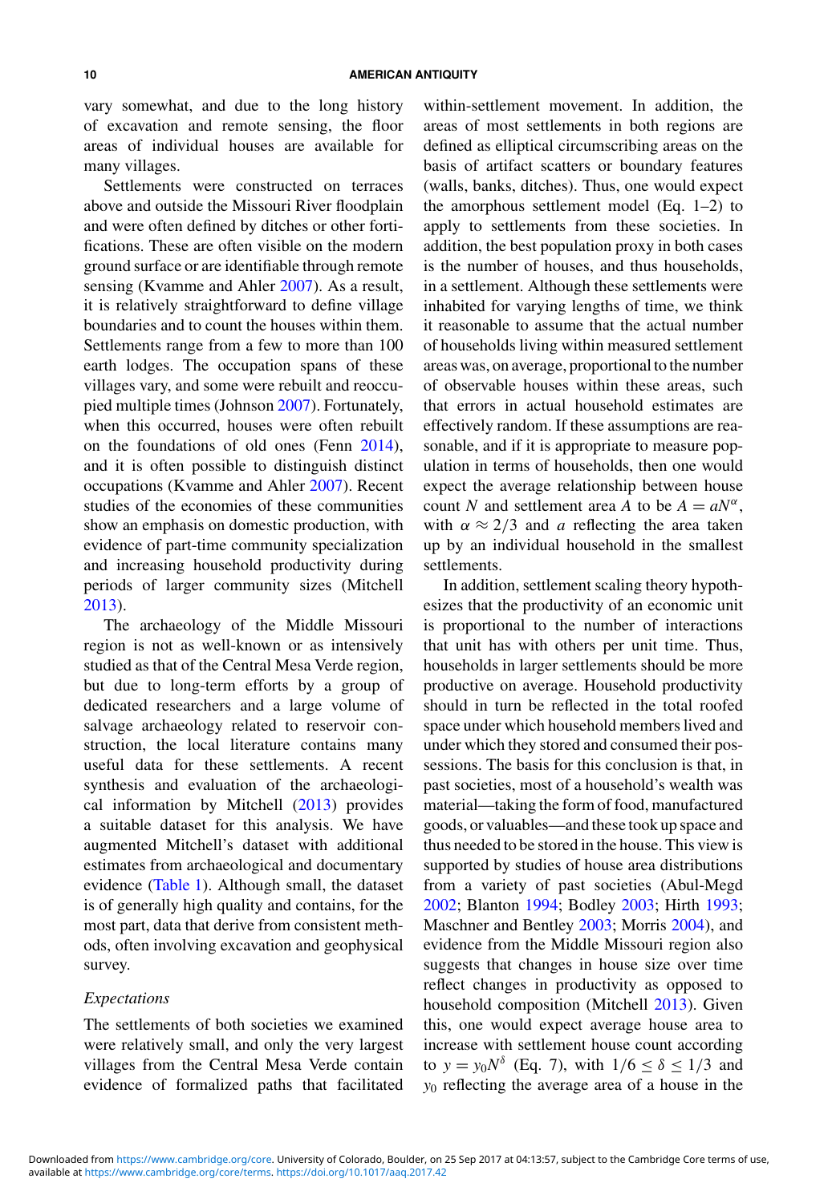vary somewhat, and due to the long history of excavation and remote sensing, the floor areas of individual houses are available for many villages.

Settlements were constructed on terraces above and outside the Missouri River floodplain and were often defined by ditches or other fortifications. These are often visible on the modern ground surface or are identifiable through remote sensing (Kvamme and Ahler 2007). As a result, it is relatively straightforward to define village boundaries and to count the houses within them. Settlements range from a few to more than 100 earth lodges. The occupation spans of these villages vary, and some were rebuilt and reoccupied multiple times (Johnson 2007). Fortunately, when this occurred, houses were often rebuilt on the foundations of old ones (Fenn 2014), and it is often possible to distinguish distinct occupations (Kvamme and Ahler 2007). Recent studies of the economies of these communities show an emphasis on domestic production, with evidence of part-time community specialization and increasing household productivity during periods of larger community sizes (Mitchell 2013).

The archaeology of the Middle Missouri region is not as well-known or as intensively studied as that of the Central Mesa Verde region, but due to long-term efforts by a group of dedicated researchers and a large volume of salvage archaeology related to reservoir construction, the local literature contains many useful data for these settlements. A recent synthesis and evaluation of the archaeological information by Mitchell (2013) provides a suitable dataset for this analysis. We have augmented Mitchell's dataset with additional estimates from archaeological and documentary evidence (Table 1). Although small, the dataset is of generally high quality and contains, for the most part, data that derive from consistent methods, often involving excavation and geophysical survey.

### *Expectations*

The settlements of both societies we examined were relatively small, and only the very largest villages from the Central Mesa Verde contain evidence of formalized paths that facilitated within-settlement movement. In addition, the areas of most settlements in both regions are defined as elliptical circumscribing areas on the basis of artifact scatters or boundary features (walls, banks, ditches). Thus, one would expect the amorphous settlement model (Eq. 1–2) to apply to settlements from these societies. In addition, the best population proxy in both cases is the number of houses, and thus households, in a settlement. Although these settlements were inhabited for varying lengths of time, we think it reasonable to assume that the actual number of households living within measured settlement areas was, on average, proportional to the number of observable houses within these areas, such that errors in actual household estimates are effectively random. If these assumptions are reasonable, and if it is appropriate to measure population in terms of households, then one would expect the average relationship between house count $N$ and settlement area $A$ to be $A = aN^{\alpha}$, with $\alpha \approx 2/3$ and $a$ reflecting the area taken up by an individual household in the smallest settlements.

In addition, settlement scaling theory hypothesizes that the productivity of an economic unit is proportional to the number of interactions that unit has with others per unit time. Thus, households in larger settlements should be more productive on average. Household productivity should in turn be reflected in the total roofed space under which household members lived and under which they stored and consumed their possessions. The basis for this conclusion is that, in past societies, most of a household's wealth was material—taking the form of food, manufactured goods, or valuables—and these took up space and thus needed to be stored in the house. This view is supported by studies of house area distributions from a variety of past societies (Abul-Megd 2002; Blanton 1994; Bodley 2003; Hirth 1993; Maschner and Bentley 2003; Morris 2004), and evidence from the Middle Missouri region also suggests that changes in house size over time reflect changes in productivity as opposed to household composition (Mitchell 2013). Given this, one would expect average house area to increase with settlement house count according to $y = y_0 N^{\delta}$ (Eq. 7), with $1/6 \leq \delta \leq 1/3$ and $y_0$ reflecting the average area of a house in the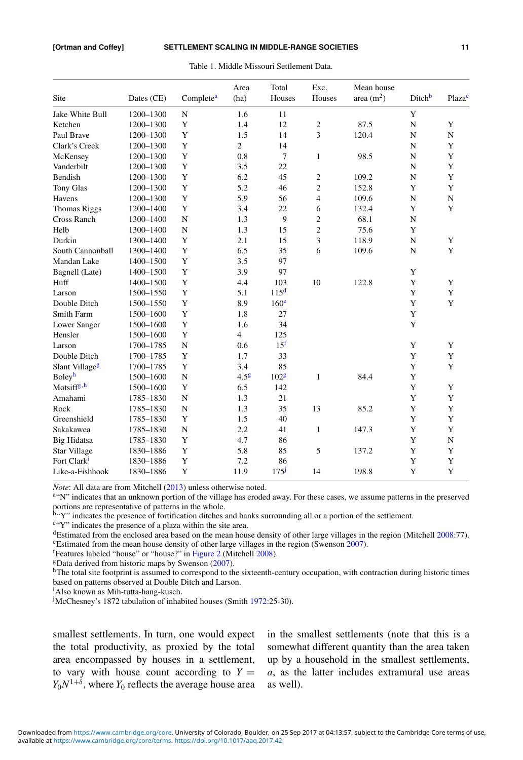Table 1. Middle Missouri Settlement Data.

| Site | Dates (CE) | Complete[a] | Area (ha) | Total Houses | Exc. Houses | Mean house area ($m^2$) | Ditch[b] | Plaza[c] |
|---|---|---|---|---|---|---|---|---|
| Jake White Bull | 1200–1300 | N | 1.6 | 11 | | | Y | |
| Ketchen | 1200–1300 | Y | 1.4 | 12 | 2 | 87.5 | N | Y |
| Paul Brave | 1200–1300 | Y | 1.5 | 14 | 3 | 120.4 | N | N |
| Clark's Creek | 1200–1300 | Y | 2 | 14 | | | N | Y |
| McKensey | 1200–1300 | Y | 0.8 | 7 | 1 | 98.5 | N | Y |
| Vanderbilt | 1200–1300 | Y | 3.5 | 22 | | | N | Y |
| Bendish | 1200–1300 | Y | 6.2 | 45 | 2 | 109.2 | N | Y |
| Tony Glas | 1200–1300 | Y | 5.2 | 46 | 2 | 152.8 | Y | Y |
| Havens | 1200–1300 | Y | 5.9 | 56 | 4 | 109.6 | N | N |
| Thomas Riggs | 1200–1400 | Y | 3.4 | 22 | 6 | 132.4 | Y | Y |
| Cross Ranch | 1300–1400 | N | 1.3 | 9 | 2 | 68.1 | N | |
| Helb | 1300–1400 | N | 1.3 | 15 | 2 | 75.6 | Y | |
| Durkin | 1300–1400 | Y | 2.1 | 15 | 3 | 118.9 | N | Y |
| South Cannonball | 1300–1400 | Y | 6.5 | 35 | 6 | 109.6 | N | Y |
| Mandan Lake | 1400–1500 | Y | 3.5 | 97 | | | | |
| Bagnell (Late) | 1400–1500 | Y | 3.9 | 97 | | | Y | |
| Huff | 1400–1500 | Y | 4.4 | 103 | 10 | 122.8 | Y | Y |
| Larson | 1500–1550 | Y | 5.1 | 115[d] | | | Y | Y |
| Double Ditch | 1500–1550 | Y | 8.9 | 160[e] | | | Y | Y |
| Smith Farm | 1500–1600 | Y | 1.8 | 27 | | | Y | |
| Lower Sanger | 1500–1600 | Y | 1.6 | 34 | | | Y | |
| Hensler | 1500–1600 | Y | 4 | 125 | | | | |
| Larson | 1700–1785 | N | 0.6 | 15[f] | | | Y | Y |
| Double Ditch | 1700–1785 | Y | 1.7 | 33 | | | Y | Y |
| Slant Village[g] | 1700–1785 | Y | 3.4 | 85 | | | Y | Y |
| Boley[h] | 1500–1600 | N | 4.5[g] | 102[g] | 1 | 84.4 | Y | |
| Motsiff[g,h] | 1500–1600 | Y | 6.5 | 142 | | | Y | Y |
| Amahami | 1785–1830 | N | 1.3 | 21 | | | Y | Y |
| Rock | 1785–1830 | N | 1.3 | 35 | 13 | 85.2 | Y | Y |
| Greenshield | 1785–1830 | Y | 1.5 | 40 | | | Y | Y |
| Sakakawea | 1785–1830 | N | 2.2 | 41 | 1 | 147.3 | Y | Y |
| Big Hidatsa | 1785–1830 | Y | 4.7 | 86 | | | Y | N |
| Star Village | 1830–1886 | Y | 5.8 | 85 | 5 | 137.2 | Y | Y |
| Fort Clark[i] | 1830–1886 | Y | 7.2 | 86 | | | Y | Y |
| Like-a-Fishhook | 1830–1886 | Y | 11.9 | 175[j] | 14 | 198.8 | Y | Y |

*Note*: All data are from Mitchell (2013) unless otherwise noted.
[a]"N" indicates that an unknown portion of the village has eroded away. For these cases, we assume patterns in the preserved portions are representative of patterns in the whole.
[b]"Y" indicates the presence of fortification ditches and banks surrounding all or a portion of the settlement.
[c]"Y" indicates the presence of a plaza within the site area.
[d]Estimated from the enclosed area based on the mean house density of other large villages in the region (Mitchell 2008:77).
[e]Estimated from the mean house density of other large villages in the region (Swenson 2007).
[f]Features labeled "house" or "house?" in Figure 2 (Mitchell 2008).
[g]Data derived from historic maps by Swenson (2007).
[h]The total site footprint is assumed to correspond to the sixteenth-century occupation, with contraction during historic times based on patterns observed at Double Ditch and Larson.
[i]Also known as Mih-tutta-hang-kusch.
[j]McChesney's 1872 tabulation of inhabited houses (Smith 1972:25-30).

smallest settlements. In turn, one would expect the total productivity, as proxied by the total area encompassed by houses in a settlement, to vary with house count according to $Y = Y_0 N^{1+\delta}$, where $Y_0$ reflects the average house area in the smallest settlements (note that this is a somewhat different quantity than the area taken up by a household in the smallest settlements, $a$, as the latter includes extramural use areas as well).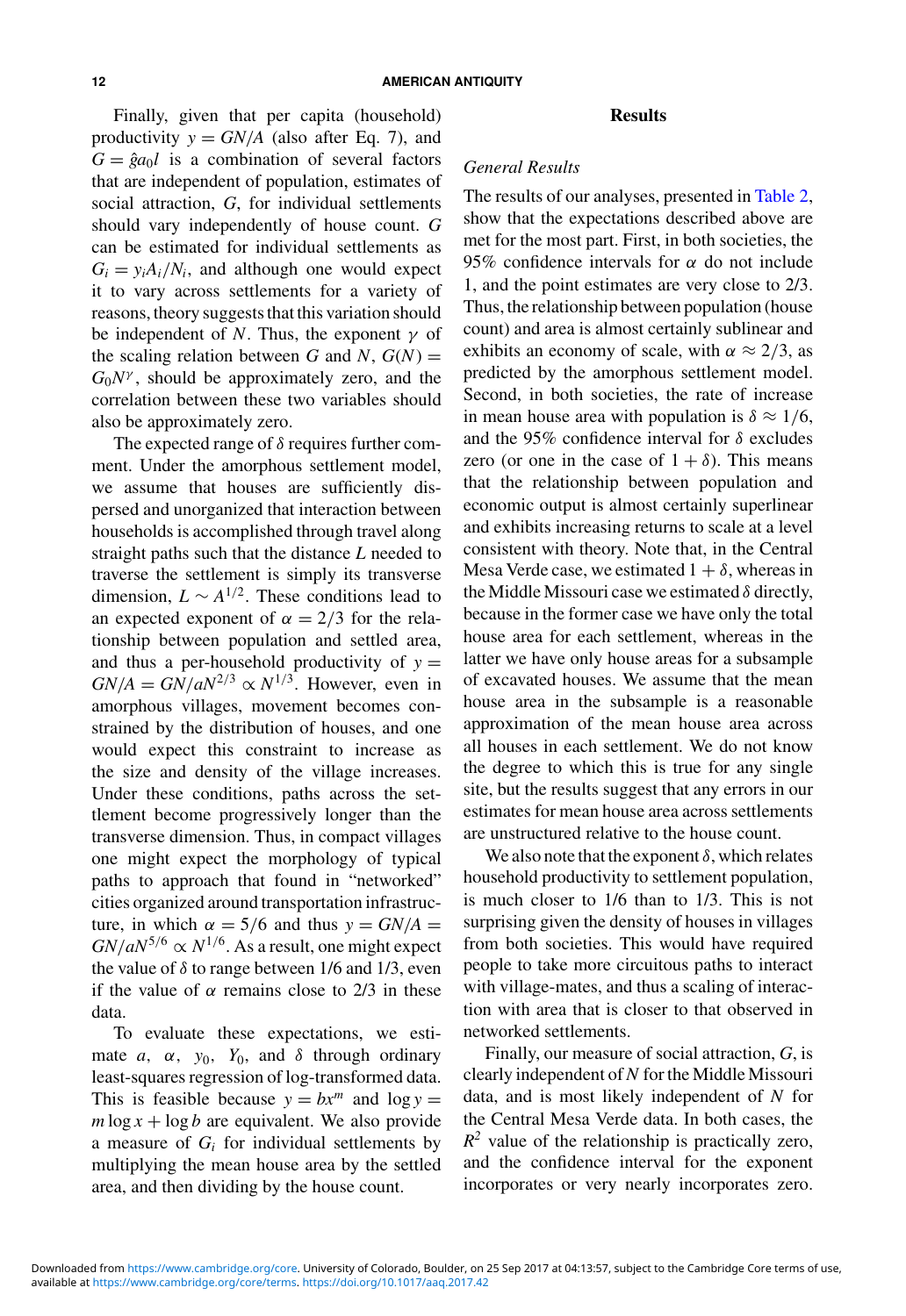Finally, given that per capita (household) productivity $y = GN/A$ (also after Eq. 7), and $G = \hat{g}a_0 l$ is a combination of several factors that are independent of population, estimates of social attraction, $G$, for individual settlements should vary independently of house count. $G$ can be estimated for individual settlements as $G_i = y_i A_i / N_i$, and although one would expect it to vary across settlements for a variety of reasons, theory suggests that this variation should be independent of $N$. Thus, the exponent $\gamma$ of the scaling relation between $G$ and $N$, $G(N) = G_0 N^{\gamma}$, should be approximately zero, and the correlation between these two variables should also be approximately zero.

The expected range of $\delta$ requires further comment. Under the amorphous settlement model, we assume that houses are sufficiently dispersed and unorganized that interaction between households is accomplished through travel along straight paths such that the distance $L$ needed to traverse the settlement is simply its transverse dimension, $L \sim A^{1/2}$. These conditions lead to an expected exponent of $\alpha = 2/3$ for the relationship between population and settled area, and thus a per-household productivity of $y = GN/A = GN/aN^{2/3} \propto N^{1/3}$. However, even in amorphous villages, movement becomes constrained by the distribution of houses, and one would expect this constraint to increase as the size and density of the village increases. Under these conditions, paths across the settlement become progressively longer than the transverse dimension. Thus, in compact villages one might expect the morphology of typical paths to approach that found in "networked" cities organized around transportation infrastructure, in which $\alpha = 5/6$ and thus $y = GN/A = GN/aN^{5/6} \propto N^{1/6}$. As a result, one might expect the value of $\delta$ to range between 1/6 and 1/3, even if the value of $\alpha$ remains close to 2/3 in these data.

To evaluate these expectations, we estimate $a$, $\alpha$, $y_0$, $Y_0$, and $\delta$ through ordinary least-squares regression of log-transformed data. This is feasible because $y = bx^m$ and $\log y = m \log x + \log b$ are equivalent. We also provide a measure of $G_i$ for individual settlements by multiplying the mean house area by the settled area, and then dividing by the house count.

## Results

### *General Results*

The results of our analyses, presented in Table 2, show that the expectations described above are met for the most part. First, in both societies, the 95% confidence intervals for $\alpha$ do not include 1, and the point estimates are very close to 2/3. Thus, the relationship between population (house count) and area is almost certainly sublinear and exhibits an economy of scale, with $\alpha \approx 2/3$, as predicted by the amorphous settlement model. Second, in both societies, the rate of increase in mean house area with population is $\delta \approx 1/6$, and the 95% confidence interval for $\delta$ excludes zero (or one in the case of $1 + \delta$). This means that the relationship between population and economic output is almost certainly superlinear and exhibits increasing returns to scale at a level consistent with theory. Note that, in the Central Mesa Verde case, we estimated $1 + \delta$, whereas in the Middle Missouri case we estimated $\delta$ directly, because in the former case we have only the total house area for each settlement, whereas in the latter we have only house areas for a subsample of excavated houses. We assume that the mean house area in the subsample is a reasonable approximation of the mean house area across all houses in each settlement. We do not know the degree to which this is true for any single site, but the results suggest that any errors in our estimates for mean house area across settlements are unstructured relative to the house count.

We also note that the exponent $\delta$, which relates household productivity to settlement population, is much closer to 1/6 than to 1/3. This is not surprising given the density of houses in villages from both societies. This would have required people to take more circuitous paths to interact with village-mates, and thus a scaling of interaction with area that is closer to that observed in networked settlements.

Finally, our measure of social attraction, $G$, is clearly independent of $N$ for the Middle Missouri data, and is most likely independent of $N$ for the Central Mesa Verde data. In both cases, the $R^2$ value of the relationship is practically zero, and the confidence interval for the exponent incorporates or very nearly incorporates zero.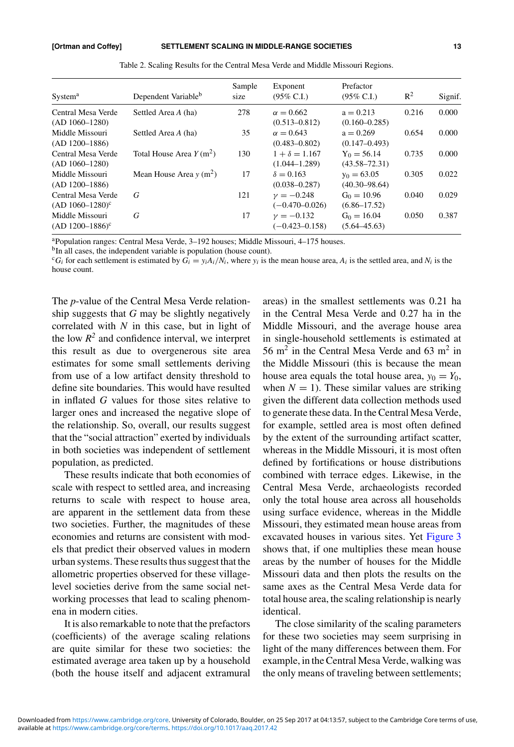Table 2. Scaling Results for the Central Mesa Verde and Middle Missouri Regions.

| System[a] | Dependent Variable[b] | Sample size | Exponent (95% C.I.) | Prefactor (95% C.I.) | $R^2$ | Signif. |
|---|---|---|---|---|---|---|
| Central Mesa Verde (AD 1060–1280) | Settled Area $A$ (ha) | 278 | $\alpha = 0.662$ (0.513–0.812) | $a = 0.213$ (0.160–0.285) | 0.216 | 0.000 |
| Middle Missouri (AD 1200–1886) | Settled Area $A$ (ha) | 35 | $\alpha = 0.643$ (0.483–0.802) | $a = 0.269$ (0.147–0.493) | 0.654 | 0.000 |
| Central Mesa Verde (AD 1060–1280) | Total House Area $Y$ (m$^2$) | 130 | $1 + \delta = 1.167$ (1.044–1.289) | $Y_0 = 56.14$ (43.58–72.31) | 0.735 | 0.000 |
| Middle Missouri (AD 1200–1886) | Mean House Area $y$ (m$^2$) | 17 | $\delta = 0.163$ (0.038–0.287) | $y_0 = 63.05$ (40.30–98.64) | 0.305 | 0.022 |
| Central Mesa Verde (AD 1060–1280)[c] | $G$ | 121 | $\gamma = -0.248$ ($-0.470$–0.026) | $G_0 = 10.96$ (6.86–17.52) | 0.040 | 0.029 |
| Middle Missouri (AD 1200–1886)[c] | $G$ | 17 | $\gamma = -0.132$ ($-0.423$–0.158) | $G_0 = 16.04$ (5.64–45.63) | 0.050 | 0.387 |

[a]Population ranges: Central Mesa Verde, 3–192 houses; Middle Missouri, 4–175 houses.

[b]In all cases, the independent variable is population (house count).

[c]$G_i$ for each settlement is estimated by $G_i = y_i A_i / N_i$, where $y_i$ is the mean house area, $A_i$ is the settled area, and $N_i$ is the house count.

The $p$-value of the Central Mesa Verde relationship suggests that $G$ may be slightly negatively correlated with $N$ in this case, but in light of the low $R^2$ and confidence interval, we interpret this result as due to overgenerous site area estimates for some small settlements deriving from use of a low artifact density threshold to define site boundaries. This would have resulted in inflated $G$ values for those sites relative to larger ones and increased the negative slope of the relationship. So, overall, our results suggest that the "social attraction" exerted by individuals in both societies was independent of settlement population, as predicted.

These results indicate that both economies of scale with respect to settled area, and increasing returns to scale with respect to house area, are apparent in the settlement data from these two societies. Further, the magnitudes of these economies and returns are consistent with models that predict their observed values in modern urban systems. These results thus suggest that the allometric properties observed for these village-level societies derive from the same social networking processes that lead to scaling phenomena in modern cities.

It is also remarkable to note that the prefactors (coefficients) of the average scaling relations are quite similar for these two societies: the estimated average area taken up by a household (both the house itself and adjacent extramural areas) in the smallest settlements was 0.21 ha in the Central Mesa Verde and 0.27 ha in the Middle Missouri, and the average house area in single-household settlements is estimated at 56 m$^2$ in the Central Mesa Verde and 63 m$^2$ in the Middle Missouri (this is because the mean house area equals the total house area, $y_0 = Y_0$, when $N = 1$). These similar values are striking given the different data collection methods used to generate these data. In the Central Mesa Verde, for example, settled area is most often defined by the extent of the surrounding artifact scatter, whereas in the Middle Missouri, it is most often defined by fortifications or house distributions combined with terrace edges. Likewise, in the Central Mesa Verde, archaeologists recorded only the total house area across all households using surface evidence, whereas in the Middle Missouri, they estimated mean house areas from excavated houses in various sites. Yet Figure 3 shows that, if one multiplies these mean house areas by the number of houses for the Middle Missouri data and then plots the results on the same axes as the Central Mesa Verde data for total house area, the scaling relationship is nearly identical.

The close similarity of the scaling parameters for these two societies may seem surprising in light of the many differences between them. For example, in the Central Mesa Verde, walking was the only means of traveling between settlements;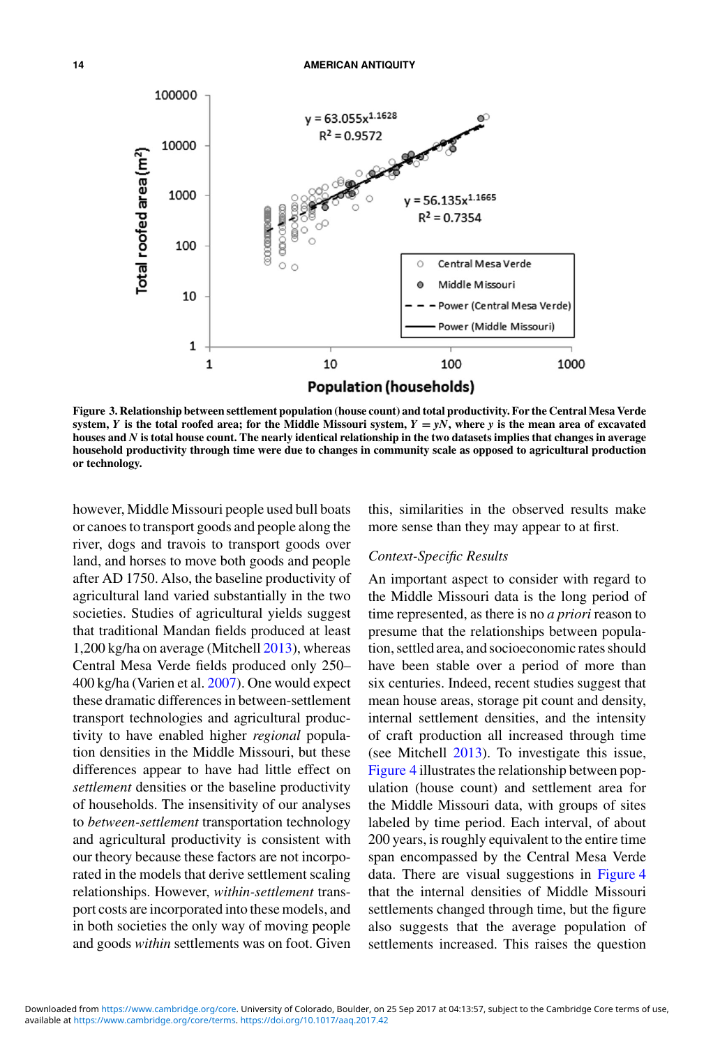**Figure 3. Relationship between settlement population (house count) and total productivity. For the Central Mesa Verde system, $Y$ is the total roofed area; for the Middle Missouri system, $Y = yN$, where $y$ is the mean area of excavated houses and $N$ is total house count. The nearly identical relationship in the two datasets implies that changes in average household productivity through time were due to changes in community scale as opposed to agricultural production or technology.**

however, Middle Missouri people used bull boats or canoes to transport goods and people along the river, dogs and travois to transport goods over land, and horses to move both goods and people after AD 1750. Also, the baseline productivity of agricultural land varied substantially in the two societies. Studies of agricultural yields suggest that traditional Mandan fields produced at least 1,200 kg/ha on average (Mitchell 2013), whereas Central Mesa Verde fields produced only 250–400 kg/ha (Varien et al. 2007). One would expect these dramatic differences in between-settlement transport technologies and agricultural productivity to have enabled higher *regional* population densities in the Middle Missouri, but these differences appear to have had little effect on *settlement* densities or the baseline productivity of households. The insensitivity of our analyses to *between-settlement* transportation technology and agricultural productivity is consistent with our theory because these factors are not incorporated in the models that derive settlement scaling relationships. However, *within-settlement* transport costs are incorporated into these models, and in both societies the only way of moving people and goods *within* settlements was on foot. Given this, similarities in the observed results make more sense than they may appear to at first.

### *Context-Specific Results*

An important aspect to consider with regard to the Middle Missouri data is the long period of time represented, as there is no *a priori* reason to presume that the relationships between population, settled area, and socioeconomic rates should have been stable over a period of more than six centuries. Indeed, recent studies suggest that mean house areas, storage pit count and density, internal settlement densities, and the intensity of craft production all increased through time (see Mitchell 2013). To investigate this issue, Figure 4 illustrates the relationship between population (house count) and settlement area for the Middle Missouri data, with groups of sites labeled by time period. Each interval, of about 200 years, is roughly equivalent to the entire time span encompassed by the Central Mesa Verde data. There are visual suggestions in Figure 4 that the internal densities of Middle Missouri settlements changed through time, but the figure also suggests that the average population of settlements increased. This raises the question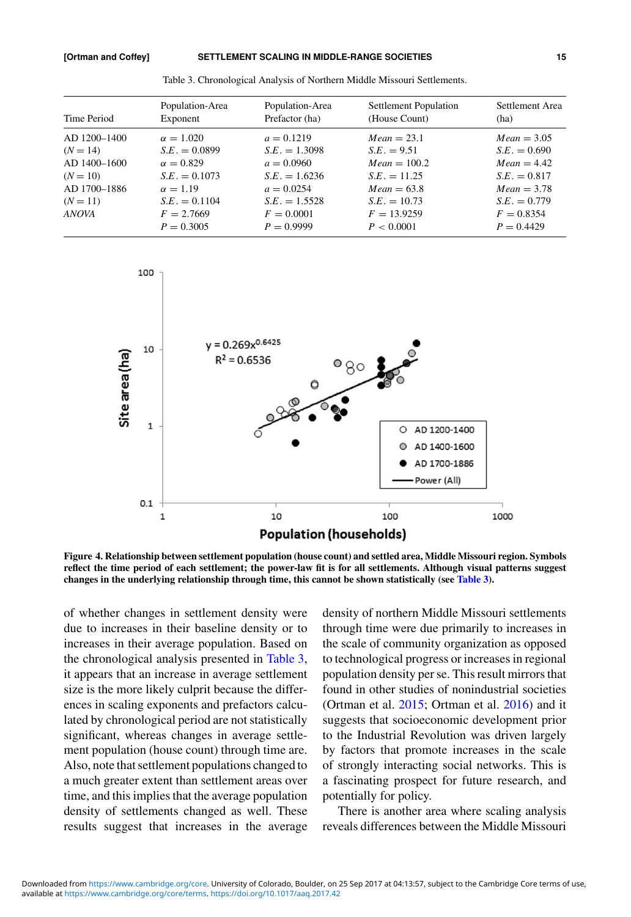Table 3. Chronological Analysis of Northern Middle Missouri Settlements.

| Time Period | Population-Area Exponent | Population-Area Prefactor (ha) | Settlement Population (House Count) | Settlement Area (ha) |
|---|---|---|---|---|
| AD 1200–1400 | $\alpha = 1.020$ | $a = 0.1219$ | $Mean = 23.1$ | $Mean = 3.05$ |
| ($N = 14$) | $S.E. = 0.0899$ | $S.E. = 1.3098$ | $S.E. = 9.51$ | $S.E. = 0.690$ |
| AD 1400–1600 | $\alpha = 0.829$ | $a = 0.0960$ | $Mean = 100.2$ | $Mean = 4.42$ |
| ($N = 10$) | $S.E. = 0.1073$ | $S.E. = 1.6236$ | $S.E. = 11.25$ | $S.E. = 0.817$ |
| AD 1700–1886 | $\alpha = 1.19$ | $a = 0.0254$ | $Mean = 63.8$ | $Mean = 3.78$ |
| ($N = 11$) | $S.E. = 0.1104$ | $S.E. = 1.5528$ | $S.E. = 10.73$ | $S.E. = 0.779$ |
| *ANOVA* | $F = 2.7669$ | $F = 0.0001$ | $F = 13.9259$ | $F = 0.8354$ |
| | $P = 0.3005$ | $P = 0.9999$ | $P < 0.0001$ | $P = 0.4429$ |

**Figure 4. Relationship between settlement population (house count) and settled area, Middle Missouri region. Symbols reflect the time period of each settlement; the power-law fit is for all settlements. Although visual patterns suggest changes in the underlying relationship through time, this cannot be shown statistically (see Table 3).**

of whether changes in settlement density were due to increases in their baseline density or to increases in their average population. Based on the chronological analysis presented in Table 3, it appears that an increase in average settlement size is the more likely culprit because the differences in scaling exponents and prefactors calculated by chronological period are not statistically significant, whereas changes in average settlement population (house count) through time are. Also, note that settlement populations changed to a much greater extent than settlement areas over time, and this implies that the average population density of settlements changed as well. These results suggest that increases in the average density of northern Middle Missouri settlements through time were due primarily to increases in the scale of community organization as opposed to technological progress or increases in regional population density per se. This result mirrors that found in other studies of nonindustrial societies (Ortman et al. 2015; Ortman et al. 2016) and it suggests that socioeconomic development prior to the Industrial Revolution was driven largely by factors that promote increases in the scale of strongly interacting social networks. This is a fascinating prospect for future research, and potentially for policy.

There is another area where scaling analysis reveals differences between the Middle Missouri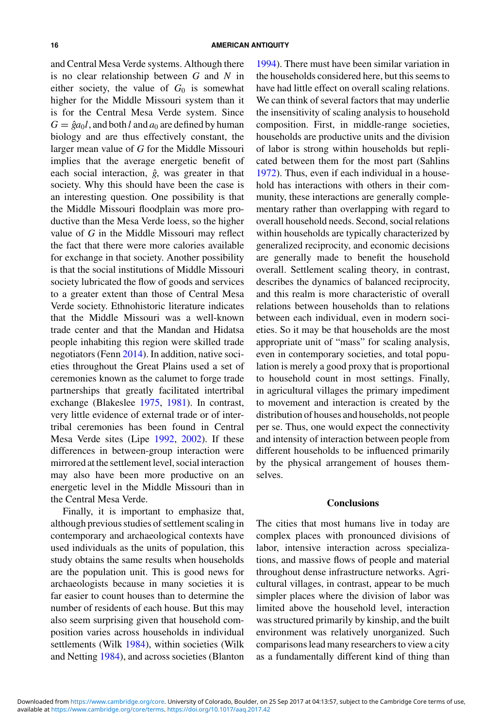and Central Mesa Verde systems. Although there is no clear relationship between $G$ and $N$ in either society, the value of $G_0$ is somewhat higher for the Middle Missouri system than it is for the Central Mesa Verde system. Since $G = \hat{g}a_0l$, and both $l$ and $a_0$ are defined by human biology and are thus effectively constant, the larger mean value of $G$ for the Middle Missouri implies that the average energetic benefit of each social interaction, $\hat{g}$, was greater in that society. Why this should have been the case is an interesting question. One possibility is that the Middle Missouri floodplain was more productive than the Mesa Verde loess, so the higher value of $G$ in the Middle Missouri may reflect the fact that there were more calories available for exchange in that society. Another possibility is that the social institutions of Middle Missouri society lubricated the flow of goods and services to a greater extent than those of Central Mesa Verde society. Ethnohistoric literature indicates that the Middle Missouri was a well-known trade center and that the Mandan and Hidatsa people inhabiting this region were skilled trade negotiators (Fenn 2014). In addition, native societies throughout the Great Plains used a set of ceremonies known as the calumet to forge trade partnerships that greatly facilitated intertribal exchange (Blakeslee 1975, 1981). In contrast, very little evidence of external trade or of intertribal ceremonies has been found in Central Mesa Verde sites (Lipe 1992, 2002). If these differences in between-group interaction were mirrored at the settlement level, social interaction may also have been more productive on an energetic level in the Middle Missouri than in the Central Mesa Verde.

Finally, it is important to emphasize that, although previous studies of settlement scaling in contemporary and archaeological contexts have used individuals as the units of population, this study obtains the same results when households are the population unit. This is good news for archaeologists because in many societies it is far easier to count houses than to determine the number of residents of each house. But this may also seem surprising given that household composition varies across households in individual settlements (Wilk 1984), within societies (Wilk and Netting 1984), and across societies (Blanton 1994). There must have been similar variation in the households considered here, but this seems to have had little effect on overall scaling relations. We can think of several factors that may underlie the insensitivity of scaling analysis to household composition. First, in middle-range societies, households are productive units and the division of labor is strong within households but replicated between them for the most part (Sahlins 1972). Thus, even if each individual in a household has interactions with others in their community, these interactions are generally complementary rather than overlapping with regard to overall household needs. Second, social relations within households are typically characterized by generalized reciprocity, and economic decisions are generally made to benefit the household overall. Settlement scaling theory, in contrast, describes the dynamics of balanced reciprocity, and this realm is more characteristic of overall relations between households than to relations between each individual, even in modern societies. So it may be that households are the most appropriate unit of "mass" for scaling analysis, even in contemporary societies, and total population is merely a good proxy that is proportional to household count in most settings. Finally, in agricultural villages the primary impediment to movement and interaction is created by the distribution of houses and households, not people per se. Thus, one would expect the connectivity and intensity of interaction between people from different households to be influenced primarily by the physical arrangement of houses themselves.

## Conclusions

The cities that most humans live in today are complex places with pronounced divisions of labor, intensive interaction across specializations, and massive flows of people and material throughout dense infrastructure networks. Agricultural villages, in contrast, appear to be much simpler places where the division of labor was limited above the household level, interaction was structured primarily by kinship, and the built environment was relatively unorganized. Such comparisons lead many researchers to view a city as a fundamentally different kind of thing than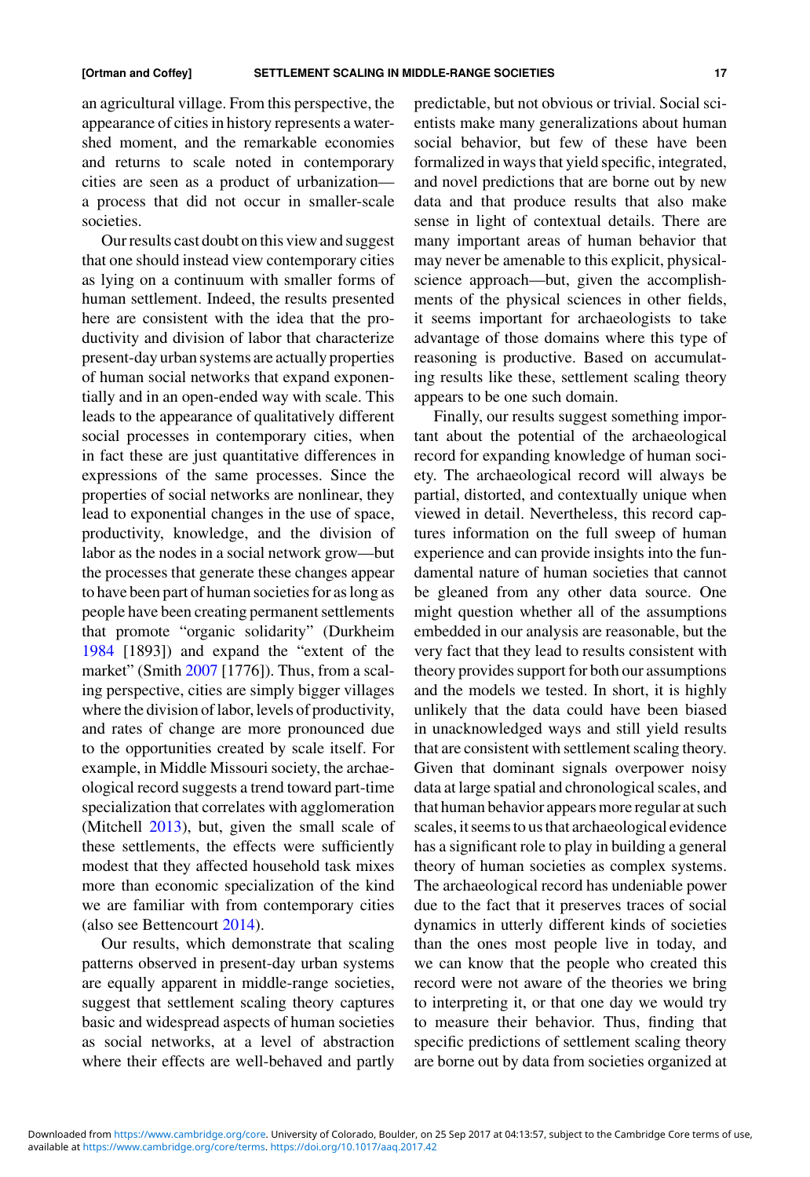an agricultural village. From this perspective, the appearance of cities in history represents a watershed moment, and the remarkable economies and returns to scale noted in contemporary cities are seen as a product of urbanization—a process that did not occur in smaller-scale societies.

Our results cast doubt on this view and suggest that one should instead view contemporary cities as lying on a continuum with smaller forms of human settlement. Indeed, the results presented here are consistent with the idea that the productivity and division of labor that characterize present-day urban systems are actually properties of human social networks that expand exponentially and in an open-ended way with scale. This leads to the appearance of qualitatively different social processes in contemporary cities, when in fact these are just quantitative differences in expressions of the same processes. Since the properties of social networks are nonlinear, they lead to exponential changes in the use of space, productivity, knowledge, and the division of labor as the nodes in a social network grow—but the processes that generate these changes appear to have been part of human societies for as long as people have been creating permanent settlements that promote "organic solidarity" (Durkheim 1984 [1893]) and expand the "extent of the market" (Smith 2007 [1776]). Thus, from a scaling perspective, cities are simply bigger villages where the division of labor, levels of productivity, and rates of change are more pronounced due to the opportunities created by scale itself. For example, in Middle Missouri society, the archaeological record suggests a trend toward part-time specialization that correlates with agglomeration (Mitchell 2013), but, given the small scale of these settlements, the effects were sufficiently modest that they affected household task mixes more than economic specialization of the kind we are familiar with from contemporary cities (also see Bettencourt 2014).

Our results, which demonstrate that scaling patterns observed in present-day urban systems are equally apparent in middle-range societies, suggest that settlement scaling theory captures basic and widespread aspects of human societies as social networks, at a level of abstraction where their effects are well-behaved and partly predictable, but not obvious or trivial. Social scientists make many generalizations about human social behavior, but few of these have been formalized in ways that yield specific, integrated, and novel predictions that are borne out by new data and that produce results that also make sense in light of contextual details. There are many important areas of human behavior that may never be amenable to this explicit, physical-science approach—but, given the accomplishments of the physical sciences in other fields, it seems important for archaeologists to take advantage of those domains where this type of reasoning is productive. Based on accumulating results like these, settlement scaling theory appears to be one such domain.

Finally, our results suggest something important about the potential of the archaeological record for expanding knowledge of human society. The archaeological record will always be partial, distorted, and contextually unique when viewed in detail. Nevertheless, this record captures information on the full sweep of human experience and can provide insights into the fundamental nature of human societies that cannot be gleaned from any other data source. One might question whether all of the assumptions embedded in our analysis are reasonable, but the very fact that they lead to results consistent with theory provides support for both our assumptions and the models we tested. In short, it is highly unlikely that the data could have been biased in unacknowledged ways and still yield results that are consistent with settlement scaling theory. Given that dominant signals overpower noisy data at large spatial and chronological scales, and that human behavior appears more regular at such scales, it seems to us that archaeological evidence has a significant role to play in building a general theory of human societies as complex systems. The archaeological record has undeniable power due to the fact that it preserves traces of social dynamics in utterly different kinds of societies than the ones most people live in today, and we can know that the people who created this record were not aware of the theories we bring to interpreting it, or that one day we would try to measure their behavior. Thus, finding that specific predictions of settlement scaling theory are borne out by data from societies organized at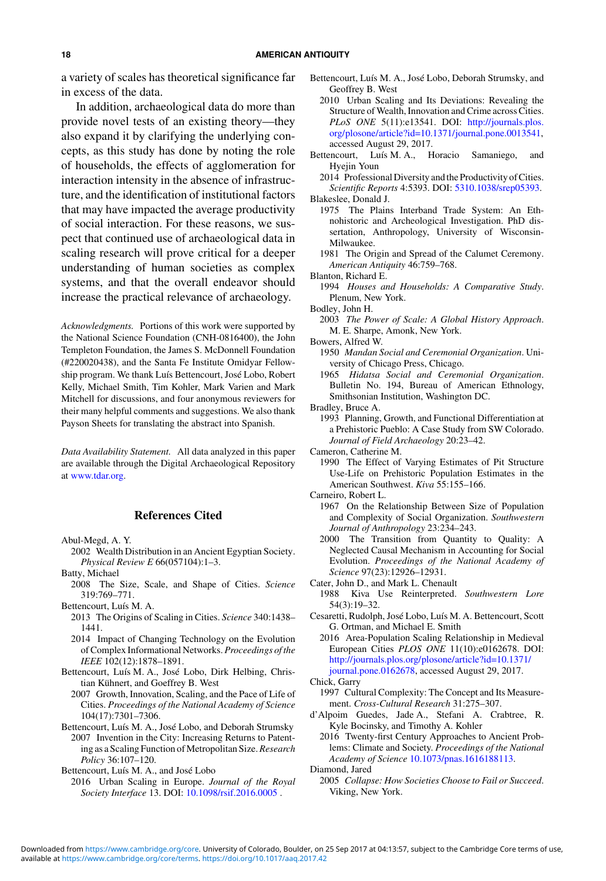a variety of scales has theoretical significance far in excess of the data.

In addition, archaeological data do more than provide novel tests of an existing theory—they also expand it by clarifying the underlying concepts, as this study has done by noting the role of households, the effects of agglomeration for interaction intensity in the absence of infrastructure, and the identification of institutional factors that may have impacted the average productivity of social interaction. For these reasons, we suspect that continued use of archaeological data in scaling research will prove critical for a deeper understanding of human societies as complex systems, and that the overall endeavor should increase the practical relevance of archaeology.

*Acknowledgments.* Portions of this work were supported by the National Science Foundation (CNH-0816400), the John Templeton Foundation, the James S. McDonnell Foundation (#220020438), and the Santa Fe Institute Omidyar Fellowship program. We thank Luís Bettencourt, José Lobo, Robert Kelly, Michael Smith, Tim Kohler, Mark Varien and Mark Mitchell for discussions, and four anonymous reviewers for their many helpful comments and suggestions. We also thank Payson Sheets for translating the abstract into Spanish.

*Data Availability Statement.* All data analyzed in this paper are available through the Digital Archaeological Repository at www.tdar.org.

## References Cited

Abul-Megd, A. Y.
2002 Wealth Distribution in an Ancient Egyptian Society. *Physical Review E* 66(057104):1–3.

Batty, Michael
2008 The Size, Scale, and Shape of Cities. *Science* 319:769–771.

Bettencourt, Luís M. A.
2013 The Origins of Scaling in Cities. *Science* 340:1438–1441.
2014 Impact of Changing Technology on the Evolution of Complex Informational Networks. *Proceedings of the IEEE* 102(12):1878–1891.

Bettencourt, Luís M. A., José Lobo, Dirk Helbing, Christian Kühnert, and Geoffrey B. West
2007 Growth, Innovation, Scaling, and the Pace of Life of Cities. *Proceedings of the National Academy of Science* 104(17):7301–7306.

Bettencourt, Luís M. A., José Lobo, and Deborah Strumsky
2007 Invention in the City: Increasing Returns to Patenting as a Scaling Function of Metropolitan Size. *Research Policy* 36:107–120.

Bettencourt, Luís M. A., and José Lobo
2016 Urban Scaling in Europe. *Journal of the Royal Society Interface* 13. DOI: 10.1098/rsif.2016.0005 .

Bettencourt, Luís M. A., José Lobo, Deborah Strumsky, and Geoffrey B. West
2010 Urban Scaling and Its Deviations: Revealing the Structure of Wealth, Innovation and Crime across Cities. *PLoS ONE* 5(11):e13541. DOI: http://journals.plos.org/plosone/article?id=10.1371/journal.pone.0013541, accessed August 29, 2017.

Bettencourt, Luís M. A., Horacio Samaniego, and Hyejin Youn
2014 Professional Diversity and the Productivity of Cities. *Scientific Reports* 4:5393. DOI: 5310.1038/srep05393.

Blakeslee, Donald J.
1975 The Plains Interband Trade System: An Ethnohistoric and Archeological Investigation. PhD dissertation, Anthropology, University of Wisconsin-Milwaukee.
1981 The Origin and Spread of the Calumet Ceremony. *American Antiquity* 46:759–768.

Blanton, Richard E.
1994 *Houses and Households: A Comparative Study*. Plenum, New York.

Bodley, John H.
2003 *The Power of Scale: A Global History Approach*. M. E. Sharpe, Amonk, New York.

Bowers, Alfred W.
1950 *Mandan Social and Ceremonial Organization*. University of Chicago Press, Chicago.
1965 *Hidatsa Social and Ceremonial Organization*. Bulletin No. 194, Bureau of American Ethnology, Smithsonian Institution, Washington DC.

Bradley, Bruce A.
1993 Planning, Growth, and Functional Differentiation at a Prehistoric Pueblo: A Case Study from SW Colorado. *Journal of Field Archaeology* 20:23–42.

Cameron, Catherine M.
1990 The Effect of Varying Estimates of Pit Structure Use-Life on Prehistoric Population Estimates in the American Southwest. *Kiva* 55:155–166.

Carneiro, Robert L.
1967 On the Relationship Between Size of Population and Complexity of Social Organization. *Southwestern Journal of Anthropology* 23:234–243.
2000 The Transition from Quantity to Quality: A Neglected Causal Mechanism in Accounting for Social Evolution. *Proceedings of the National Academy of Science* 97(23):12926–12931.

Cater, John D., and Mark L. Chenault
1988 Kiva Use Reinterpreted. *Southwestern Lore* 54(3):19–32.

Cesaretti, Rudolph, José Lobo, Luís M. A. Bettencourt, Scott G. Ortman, and Michael E. Smith
2016 Area-Population Scaling Relationship in Medieval European Cities *PLOS ONE* 11(10):e0162678. DOI: http://journals.plos.org/plosone/article?id=10.1371/journal.pone.0162678, accessed August 29, 2017.

Chick, Garry
1997 Cultural Complexity: The Concept and Its Measurement. *Cross-Cultural Research* 31:275–307.

d'Alpoim Guedes, Jade A., Stefani A. Crabtree, R. Kyle Bocinsky, and Timothy A. Kohler
2016 Twenty-first Century Approaches to Ancient Problems: Climate and Society. *Proceedings of the National Academy of Science* 10.1073/pnas.1616188113.

Diamond, Jared
2005 *Collapse: How Societies Choose to Fail or Succeed*. Viking, New York.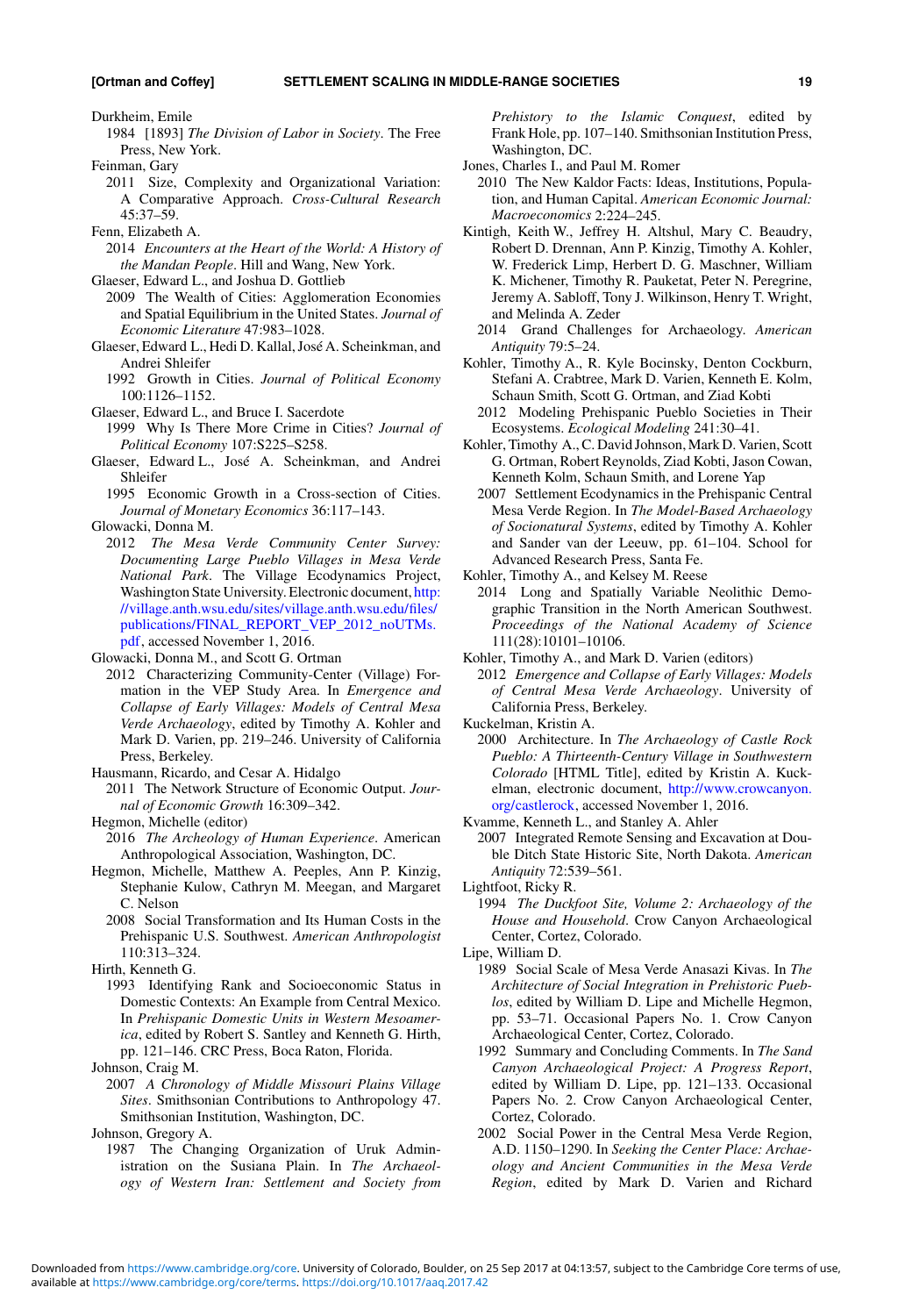Durkheim, Emile

1984 [1893] *The Division of Labor in Society*. The Free Press, New York.

Feinman, Gary

2011 Size, Complexity and Organizational Variation: A Comparative Approach. *Cross-Cultural Research* 45:37–59.

Fenn, Elizabeth A.

2014 *Encounters at the Heart of the World: A History of the Mandan People*. Hill and Wang, New York.

Glaeser, Edward L., and Joshua D. Gottlieb

2009 The Wealth of Cities: Agglomeration Economies and Spatial Equilibrium in the United States. *Journal of Economic Literature* 47:983–1028.

Glaeser, Edward L., Hedi D. Kallal, José A. Scheinkman, and Andrei Shleifer

1992 Growth in Cities. *Journal of Political Economy* 100:1126–1152.

Glaeser, Edward L., and Bruce I. Sacerdote

1999 Why Is There More Crime in Cities? *Journal of Political Economy* 107:S225–S258.

Glaeser, Edward L., José A. Scheinkman, and Andrei Shleifer

1995 Economic Growth in a Cross-section of Cities. *Journal of Monetary Economics* 36:117–143.

Glowacki, Donna M.

2012 *The Mesa Verde Community Center Survey: Documenting Large Pueblo Villages in Mesa Verde National Park*. The Village Ecodynamics Project, Washington State University. Electronic document, http://village.anth.wsu.edu/sites/village.anth.wsu.edu/files/publications/FINAL_REPORT_VEP_2012_noUTMs.pdf, accessed November 1, 2016.

Glowacki, Donna M., and Scott G. Ortman

2012 Characterizing Community-Center (Village) Formation in the VEP Study Area. In *Emergence and Collapse of Early Villages: Models of Central Mesa Verde Archaeology*, edited by Timothy A. Kohler and Mark D. Varien, pp. 219–246. University of California Press, Berkeley.

Hausmann, Ricardo, and Cesar A. Hidalgo

2011 The Network Structure of Economic Output. *Journal of Economic Growth* 16:309–342.

Hegmon, Michelle (editor)

2016 *The Archeology of Human Experience*. American Anthropological Association, Washington, DC.

Hegmon, Michelle, Matthew A. Peeples, Ann P. Kinzig, Stephanie Kulow, Cathryn M. Meegan, and Margaret C. Nelson

2008 Social Transformation and Its Human Costs in the Prehispanic U.S. Southwest. *American Anthropologist* 110:313–324.

Hirth, Kenneth G.

1993 Identifying Rank and Socioeconomic Status in Domestic Contexts: An Example from Central Mexico. In *Prehispanic Domestic Units in Western Mesoamerica*, edited by Robert S. Santley and Kenneth G. Hirth, pp. 121–146. CRC Press, Boca Raton, Florida.

Johnson, Craig M.

2007 *A Chronology of Middle Missouri Plains Village Sites*. Smithsonian Contributions to Anthropology 47. Smithsonian Institution, Washington, DC.

Johnson, Gregory A.

1987 The Changing Organization of Uruk Administration on the Susiana Plain. In *The Archaeology of Western Iran: Settlement and Society from Prehistory to the Islamic Conquest*, edited by Frank Hole, pp. 107–140. Smithsonian Institution Press, Washington, DC.

Jones, Charles I., and Paul M. Romer

2010 The New Kaldor Facts: Ideas, Institutions, Population, and Human Capital. *American Economic Journal: Macroeconomics* 2:224–245.

Kintigh, Keith W., Jeffrey H. Altshul, Mary C. Beaudry, Robert D. Drennan, Ann P. Kinzig, Timothy A. Kohler, W. Frederick Limp, Herbert D. G. Maschner, William K. Michener, Timothy R. Pauketat, Peter N. Peregrine, Jeremy A. Sabloff, Tony J. Wilkinson, Henry T. Wright, and Melinda A. Zeder

2014 Grand Challenges for Archaeology. *American Antiquity* 79:5–24.

Kohler, Timothy A., R. Kyle Bocinsky, Denton Cockburn, Stefani A. Crabtree, Mark D. Varien, Kenneth E. Kolm, Schaun Smith, Scott G. Ortman, and Ziad Kobti

2012 Modeling Prehispanic Pueblo Societies in Their Ecosystems. *Ecological Modeling* 241:30–41.

Kohler, Timothy A., C. David Johnson, Mark D. Varien, Scott G. Ortman, Robert Reynolds, Ziad Kobti, Jason Cowan, Kenneth Kolm, Schaun Smith, and Lorene Yap

2007 Settlement Ecodynamics in the Prehispanic Central Mesa Verde Region. In *The Model-Based Archaeology of Socionatural Systems*, edited by Timothy A. Kohler and Sander van der Leeuw, pp. 61–104. School for Advanced Research Press, Santa Fe.

Kohler, Timothy A., and Kelsey M. Reese

2014 Long and Spatially Variable Neolithic Demographic Transition in the North American Southwest. *Proceedings of the National Academy of Science* 111(28):10101–10106.

Kohler, Timothy A., and Mark D. Varien (editors)

2012 *Emergence and Collapse of Early Villages: Models of Central Mesa Verde Archaeology*. University of California Press, Berkeley.

Kuckelman, Kristin A.

2000 Architecture. In *The Archaeology of Castle Rock Pueblo: A Thirteenth-Century Village in Southwestern Colorado* [HTML Title], edited by Kristin A. Kuckelman, electronic document, http://www.crowcanyon.org/castlerock, accessed November 1, 2016.

Kvamme, Kenneth L., and Stanley A. Ahler

2007 Integrated Remote Sensing and Excavation at Double Ditch State Historic Site, North Dakota. *American Antiquity* 72:539–561.

Lightfoot, Ricky R.

1994 *The Duckfoot Site, Volume 2: Archaeology of the House and Household*. Crow Canyon Archaeological Center, Cortez, Colorado.

Lipe, William D.

1989 Social Scale of Mesa Verde Anasazi Kivas. In *The Architecture of Social Integration in Prehistoric Pueblos*, edited by William D. Lipe and Michelle Hegmon, pp. 53–71. Occasional Papers No. 1. Crow Canyon Archaeological Center, Cortez, Colorado.

1992 Summary and Concluding Comments. In *The Sand Canyon Archaeological Project: A Progress Report*, edited by William D. Lipe, pp. 121–133. Occasional Papers No. 2. Crow Canyon Archaeological Center, Cortez, Colorado.

2002 Social Power in the Central Mesa Verde Region, A.D. 1150–1290. In *Seeking the Center Place: Archaeology and Ancient Communities in the Mesa Verde Region*, edited by Mark D. Varien and Richard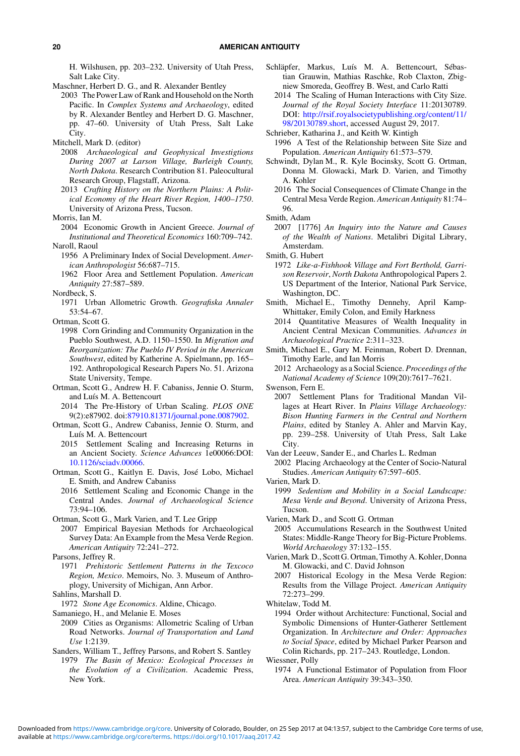H. Wilshusen, pp. 203–232. University of Utah Press, Salt Lake City.

Maschner, Herbert D. G., and R. Alexander Bentley
  2003 The Power Law of Rank and Household on the North Pacific. In *Complex Systems and Archaeology*, edited by R. Alexander Bentley and Herbert D. G. Maschner, pp. 47–60. University of Utah Press, Salt Lake City.

Mitchell, Mark D. (editor)
  2008 *Archaeological and Geophysical Investigtions During 2007 at Larson Village, Burleigh County, North Dakota*. Research Contribution 81. Paleocultural Research Group, Flagstaff, Arizona.
  2013 *Crafting History on the Northern Plains: A Political Economy of the Heart River Region, 1400–1750*. University of Arizona Press, Tucson.

Morris, Ian M.
  2004 Economic Growth in Ancient Greece. *Journal of Institutional and Theoretical Economics* 160:709–742.

Naroll, Raoul
  1956 A Preliminary Index of Social Development. *American Anthropologist* 56:687–715.
  1962 Floor Area and Settlement Population. *American Antiquity* 27:587–589.

Nordbeck, S.
  1971 Urban Allometric Growth. *Geografiska Annaler* 53:54–67.

Ortman, Scott G.
  1998 Corn Grinding and Community Organization in the Pueblo Southwest, A.D. 1150–1550. In *Migration and Reorganization: The Pueblo IV Period in the American Southwest*, edited by Katherine A. Spielmann, pp. 165–192. Anthropological Research Papers No. 51. Arizona State University, Tempe.

Ortman, Scott G., Andrew H. F. Cabaniss, Jennie O. Sturm, and Luís M. A. Bettencourt
  2014 The Pre-History of Urban Scaling. *PLOS ONE* 9(2):e87902. doi:87910.81371/journal.pone.0087902.

Ortman, Scott G., Andrew Cabaniss, Jennie O. Sturm, and Luís M. A. Bettencourt
  2015 Settlement Scaling and Increasing Returns in an Ancient Society. *Science Advances* 1e00066:DOI: 10.1126/sciadv.00066.

Ortman, Scott G., Kaitlyn E. Davis, José Lobo, Michael E. Smith, and Andrew Cabaniss
  2016 Settlement Scaling and Economic Change in the Central Andes. *Journal of Archaeological Science* 73:94–106.

Ortman, Scott G., Mark Varien, and T. Lee Gripp
  2007 Empirical Bayesian Methods for Archaeological Survey Data: An Example from the Mesa Verde Region. *American Antiquity* 72:241–272.

Parsons, Jeffrey R.
  1971 *Prehistoric Settlement Patterns in the Texcoco Region, Mexico*. Memoirs, No. 3. Museum of Anthropology, University of Michigan, Ann Arbor.

Sahlins, Marshall D.
  1972 *Stone Age Economics*. Aldine, Chicago.

Samaniego, H., and Melanie E. Moses
  2009 Cities as Organisms: Allometric Scaling of Urban Road Networks. *Journal of Transportation and Land Use* 1:2139.

Sanders, William T., Jeffrey Parsons, and Robert S. Santley
  1979 *The Basin of Mexico: Ecological Processes in the Evolution of a Civilization*. Academic Press, New York.

Schläpfer, Markus, Luís M. A. Bettencourt, Sébastian Grauwin, Mathias Raschke, Rob Claxton, Zbigniew Smoreda, Geoffrey B. West, and Carlo Ratti
  2014 The Scaling of Human Interactions with City Size. *Journal of the Royal Society Interface* 11:20130789. DOI: http://rsif.royalsocietypublishing.org/content/11/98/20130789.short, accessed August 29, 2017.

Schrieber, Katharina J., and Keith W. Kintigh
  1996 A Test of the Relationship between Site Size and Population. *American Antiquity* 61:573–579.

Schwindt, Dylan M., R. Kyle Bocinsky, Scott G. Ortman, Donna M. Glowacki, Mark D. Varien, and Timothy A. Kohler
  2016 The Social Consequences of Climate Change in the Central Mesa Verde Region. *American Antiquity* 81:74–96.

Smith, Adam
  2007 [1776] *An Inquiry into the Nature and Causes of the Wealth of Nations*. Metalibri Digital Library, Amsterdam.

Smith, G. Hubert
  1972 *Like-a-Fishhook Village and Fort Berthold, Garrison Reservoir, North Dakota* Anthropological Papers 2. US Department of the Interior, National Park Service, Washington, DC.

Smith, Michael E., Timothy Dennehy, April Kamp-Whittaker, Emily Colon, and Emily Harkness
  2014 Quantitative Measures of Wealth Inequality in Ancient Central Mexican Communities. *Advances in Archaeological Practice* 2:311–323.

Smith, Michael E., Gary M. Feinman, Robert D. Drennan, Timothy Earle, and Ian Morris
  2012 Archaeology as a Social Science. *Proceedings of the National Academy of Science* 109(20):7617–7621.

Swenson, Fern E.
  2007 Settlement Plans for Traditional Mandan Villages at Heart River. In *Plains Village Archaeology: Bison Hunting Farmers in the Central and Northern Plains*, edited by Stanley A. Ahler and Marvin Kay, pp. 239–258. University of Utah Press, Salt Lake City.

Van der Leeuw, Sander E., and Charles L. Redman
  2002 Placing Archaeology at the Center of Socio-Natural Studies. *American Antiquity* 67:597–605.

Varien, Mark D.
  1999 *Sedentism and Mobility in a Social Landscape: Mesa Verde and Beyond*. University of Arizona Press, Tucson.

Varien, Mark D., and Scott G. Ortman
  2005 Accumulations Research in the Southwest United States: Middle-Range Theory for Big-Picture Problems. *World Archaeology* 37:132–155.

Varien, Mark D., Scott G. Ortman, Timothy A. Kohler, Donna M. Glowacki, and C. David Johnson
  2007 Historical Ecology in the Mesa Verde Region: Results from the Village Project. *American Antiquity* 72:273–299.

Whitelaw, Todd M.
  1994 Order without Architecture: Functional, Social and Symbolic Dimensions of Hunter-Gatherer Settlement Organization. In *Architecture and Order: Approaches to Social Space*, edited by Michael Parker Pearson and Colin Richards, pp. 217–243. Routledge, London.

Wiessner, Polly
  1974 A Functional Estimator of Population from Floor Area. *American Antiquity* 39:343–350.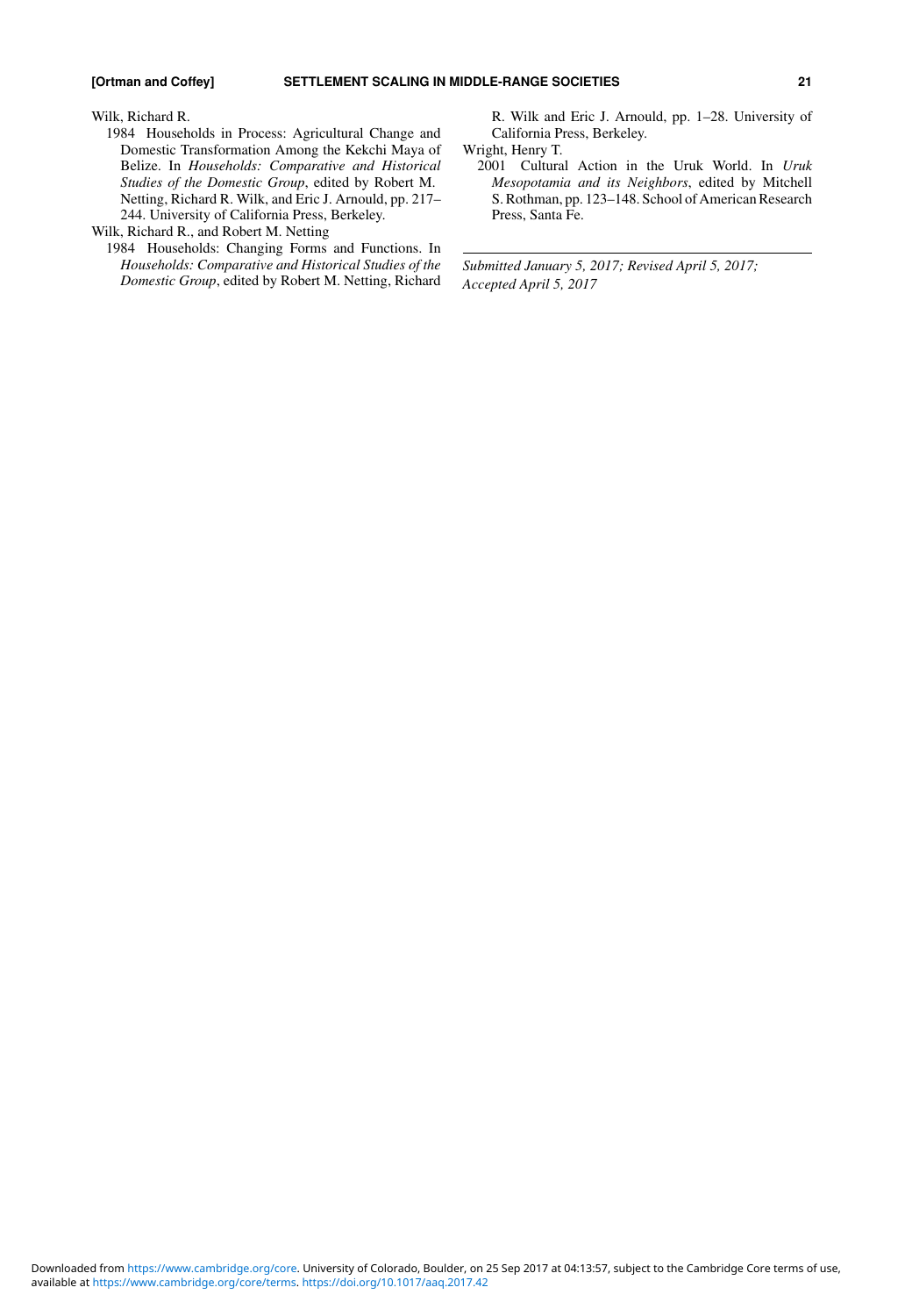Wilk, Richard R.

1984 Households in Process: Agricultural Change and Domestic Transformation Among the Kekchi Maya of Belize. In *Households: Comparative and Historical Studies of the Domestic Group*, edited by Robert M. Netting, Richard R. Wilk, and Eric J. Arnould, pp. 217–244. University of California Press, Berkeley.

Wilk, Richard R., and Robert M. Netting

1984 Households: Changing Forms and Functions. In *Households: Comparative and Historical Studies of the Domestic Group*, edited by Robert M. Netting, Richard R. Wilk and Eric J. Arnould, pp. 1–28. University of California Press, Berkeley.

Wright, Henry T.

2001 Cultural Action in the Uruk World. In *Uruk Mesopotamia and its Neighbors*, edited by Mitchell S. Rothman, pp. 123–148. School of American Research Press, Santa Fe.

---

*Submitted January 5, 2017; Revised April 5, 2017; Accepted April 5, 2017*